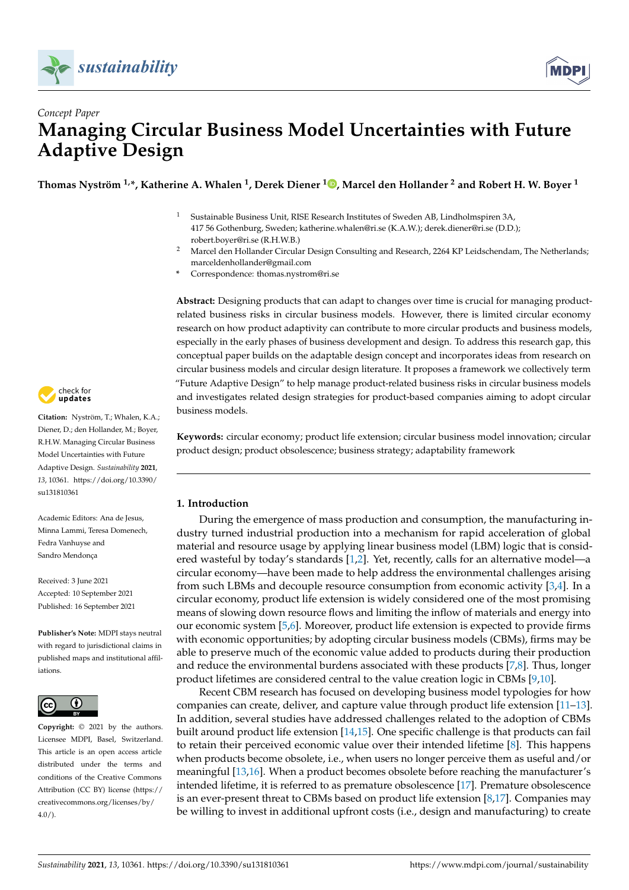*Concept Paper*

# Managing Circular Business Model Uncertainties with Future Adaptive Design

**Thomas Nyström [1,*], Katherine A. Whalen [1], Derek Diener [1], Marcel den Hollander [2] and Robert H. W. Boyer [1]**

[1] Sustainable Business Unit, RISE Research Institutes of Sweden AB, Lindholmspiren 3A, 417 56 Gothenburg, Sweden; katherine.whalen@ri.se (K.A.W.); derek.diener@ri.se (D.D.); robert.boyer@ri.se (R.H.W.B.)

[2] Marcel den Hollander Circular Design Consulting and Research, 2264 KP Leidschendam, The Netherlands; marceldenhollander@gmail.com

[*] Correspondence: thomas.nystrom@ri.se

**Abstract:** Designing products that can adapt to changes over time is crucial for managing product-related business risks in circular business models. However, there is limited circular economy research on how product adaptivity can contribute to more circular products and business models, especially in the early phases of business development and design. To address this research gap, this conceptual paper builds on the adaptable design concept and incorporates ideas from research on circular business models and circular design literature. It proposes a framework we collectively term "Future Adaptive Design" to help manage product-related business risks in circular business models and investigates related design strategies for product-based companies aiming to adopt circular business models.

**Keywords:** circular economy; product life extension; circular business model innovation; circular product design; product obsolescence; business strategy; adaptability framework

**Citation:** Nyström, T.; Whalen, K.A.; Diener, D.; den Hollander, M.; Boyer, R.H.W. Managing Circular Business Model Uncertainties with Future Adaptive Design. *Sustainability* **2021**, *13*, 10361. https://doi.org/10.3390/su131810361

Academic Editors: Ana de Jesus, Minna Lammi, Teresa Domenech, Fedra Vanhuyse and Sandro Mendonça

Received: 3 June 2021
Accepted: 10 September 2021
Published: 16 September 2021

**Publisher's Note:** MDPI stays neutral with regard to jurisdictional claims in published maps and institutional affiliations.

**Copyright:** © 2021 by the authors. Licensee MDPI, Basel, Switzerland. This article is an open access article distributed under the terms and conditions of the Creative Commons Attribution (CC BY) license (https://creativecommons.org/licenses/by/4.0/).

## 1. Introduction

During the emergence of mass production and consumption, the manufacturing industry turned industrial production into a mechanism for rapid acceleration of global material and resource usage by applying linear business model (LBM) logic that is considered wasteful by today's standards [1,2]. Yet, recently, calls for an alternative model—a circular economy—have been made to help address the environmental challenges arising from such LBMs and decouple resource consumption from economic activity [3,4]. In a circular economy, product life extension is widely considered one of the most promising means of slowing down resource flows and limiting the inflow of materials and energy into our economic system [5,6]. Moreover, product life extension is expected to provide firms with economic opportunities; by adopting circular business models (CBMs), firms may be able to preserve much of the economic value added to products during their production and reduce the environmental burdens associated with these products [7,8]. Thus, longer product lifetimes are considered central to the value creation logic in CBMs [9,10].

Recent CBM research has focused on developing business model typologies for how companies can create, deliver, and capture value through product life extension [11–13]. In addition, several studies have addressed challenges related to the adoption of CBMs built around product life extension [14,15]. One specific challenge is that products can fail to retain their perceived economic value over their intended lifetime [8]. This happens when products become obsolete, i.e., when users no longer perceive them as useful and/or meaningful [13,16]. When a product becomes obsolete before reaching the manufacturer's intended lifetime, it is referred to as premature obsolescence [17]. Premature obsolescence is an ever-present threat to CBMs based on product life extension [8,17]. Companies may be willing to invest in additional upfront costs (i.e., design and manufacturing) to create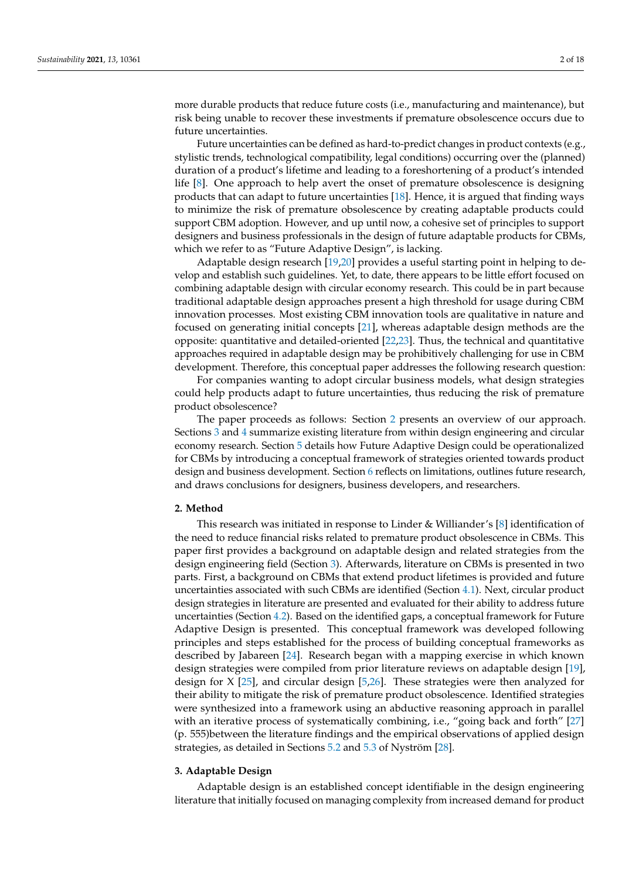more durable products that reduce future costs (i.e., manufacturing and maintenance), but risk being unable to recover these investments if premature obsolescence occurs due to future uncertainties.

Future uncertainties can be defined as hard-to-predict changes in product contexts (e.g., stylistic trends, technological compatibility, legal conditions) occurring over the (planned) duration of a product's lifetime and leading to a foreshortening of a product's intended life [8]. One approach to help avert the onset of premature obsolescence is designing products that can adapt to future uncertainties [18]. Hence, it is argued that finding ways to minimize the risk of premature obsolescence by creating adaptable products could support CBM adoption. However, and up until now, a cohesive set of principles to support designers and business professionals in the design of future adaptable products for CBMs, which we refer to as "Future Adaptive Design", is lacking.

Adaptable design research [19,20] provides a useful starting point in helping to develop and establish such guidelines. Yet, to date, there appears to be little effort focused on combining adaptable design with circular economy research. This could be in part because traditional adaptable design approaches present a high threshold for usage during CBM innovation processes. Most existing CBM innovation tools are qualitative in nature and focused on generating initial concepts [21], whereas adaptable design methods are the opposite: quantitative and detailed-oriented [22,23]. Thus, the technical and quantitative approaches required in adaptable design may be prohibitively challenging for use in CBM development. Therefore, this conceptual paper addresses the following research question:

For companies wanting to adopt circular business models, what design strategies could help products adapt to future uncertainties, thus reducing the risk of premature product obsolescence?

The paper proceeds as follows: Section 2 presents an overview of our approach. Sections 3 and 4 summarize existing literature from within design engineering and circular economy research. Section 5 details how Future Adaptive Design could be operationalized for CBMs by introducing a conceptual framework of strategies oriented towards product design and business development. Section 6 reflects on limitations, outlines future research, and draws conclusions for designers, business developers, and researchers.

## 2. Method

This research was initiated in response to Linder & Williander's [8] identification of the need to reduce financial risks related to premature product obsolescence in CBMs. This paper first provides a background on adaptable design and related strategies from the design engineering field (Section 3). Afterwards, literature on CBMs is presented in two parts. First, a background on CBMs that extend product lifetimes is provided and future uncertainties associated with such CBMs are identified (Section 4.1). Next, circular product design strategies in literature are presented and evaluated for their ability to address future uncertainties (Section 4.2). Based on the identified gaps, a conceptual framework for Future Adaptive Design is presented. This conceptual framework was developed following principles and steps established for the process of building conceptual frameworks as described by Jabareen [24]. Research began with a mapping exercise in which known design strategies were compiled from prior literature reviews on adaptable design [19], design for X [25], and circular design [5,26]. These strategies were then analyzed for their ability to mitigate the risk of premature product obsolescence. Identified strategies were synthesized into a framework using an abductive reasoning approach in parallel with an iterative process of systematically combining, i.e., "going back and forth" [27] (p. 555)between the literature findings and the empirical observations of applied design strategies, as detailed in Sections 5.2 and 5.3 of Nyström [28].

## 3. Adaptable Design

Adaptable design is an established concept identifiable in the design engineering literature that initially focused on managing complexity from increased demand for product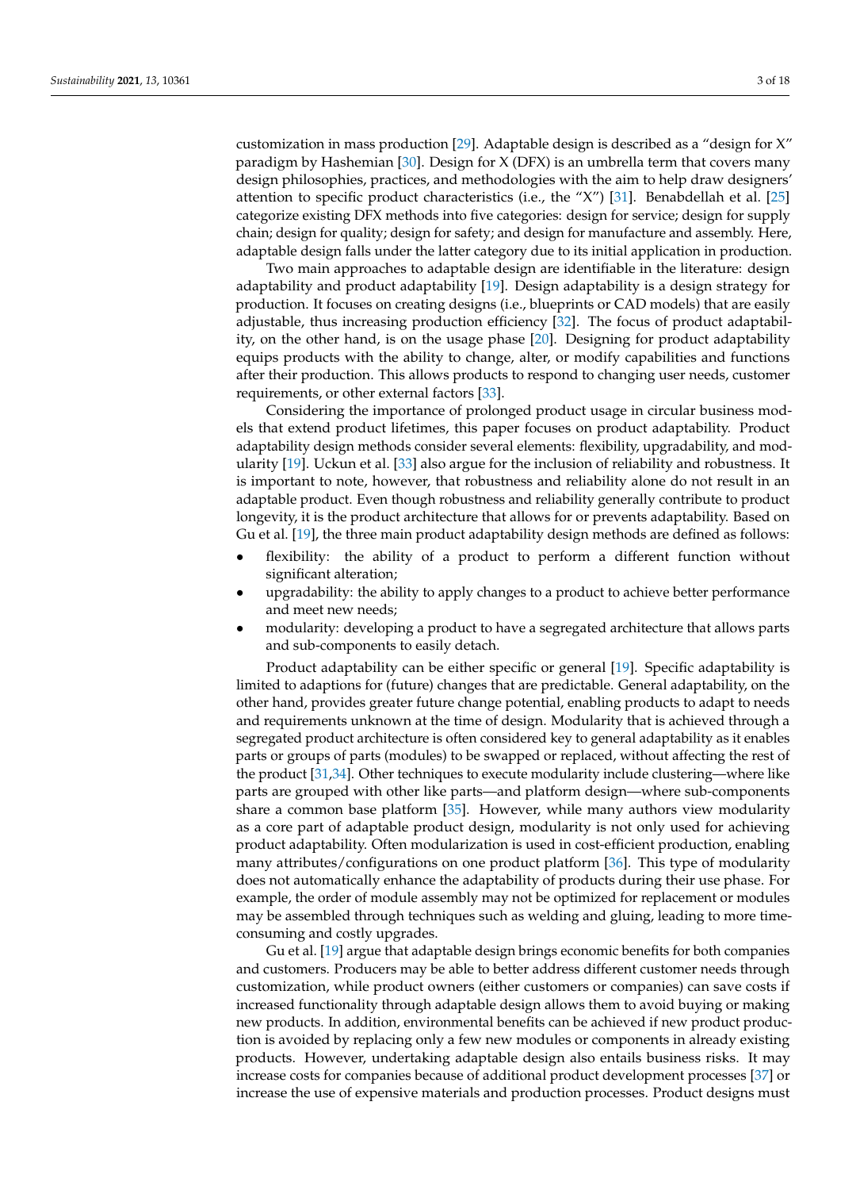customization in mass production [29]. Adaptable design is described as a "design for X" paradigm by Hashemian [30]. Design for X (DFX) is an umbrella term that covers many design philosophies, practices, and methodologies with the aim to help draw designers' attention to specific product characteristics (i.e., the "X") [31]. Benabdellah et al. [25] categorize existing DFX methods into five categories: design for service; design for supply chain; design for quality; design for safety; and design for manufacture and assembly. Here, adaptable design falls under the latter category due to its initial application in production.

Two main approaches to adaptable design are identifiable in the literature: design adaptability and product adaptability [19]. Design adaptability is a design strategy for production. It focuses on creating designs (i.e., blueprints or CAD models) that are easily adjustable, thus increasing production efficiency [32]. The focus of product adaptability, on the other hand, is on the usage phase [20]. Designing for product adaptability equips products with the ability to change, alter, or modify capabilities and functions after their production. This allows products to respond to changing user needs, customer requirements, or other external factors [33].

Considering the importance of prolonged product usage in circular business models that extend product lifetimes, this paper focuses on product adaptability. Product adaptability design methods consider several elements: flexibility, upgradability, and modularity [19]. Uckun et al. [33] also argue for the inclusion of reliability and robustness. It is important to note, however, that robustness and reliability alone do not result in an adaptable product. Even though robustness and reliability generally contribute to product longevity, it is the product architecture that allows for or prevents adaptability. Based on Gu et al. [19], the three main product adaptability design methods are defined as follows:

- flexibility: the ability of a product to perform a different function without significant alteration;
- upgradability: the ability to apply changes to a product to achieve better performance and meet new needs;
- modularity: developing a product to have a segregated architecture that allows parts and sub-components to easily detach.

Product adaptability can be either specific or general [19]. Specific adaptability is limited to adaptions for (future) changes that are predictable. General adaptability, on the other hand, provides greater future change potential, enabling products to adapt to needs and requirements unknown at the time of design. Modularity that is achieved through a segregated product architecture is often considered key to general adaptability as it enables parts or groups of parts (modules) to be swapped or replaced, without affecting the rest of the product [31,34]. Other techniques to execute modularity include clustering—where like parts are grouped with other like parts—and platform design—where sub-components share a common base platform [35]. However, while many authors view modularity as a core part of adaptable product design, modularity is not only used for achieving product adaptability. Often modularization is used in cost-efficient production, enabling many attributes/configurations on one product platform [36]. This type of modularity does not automatically enhance the adaptability of products during their use phase. For example, the order of module assembly may not be optimized for replacement or modules may be assembled through techniques such as welding and gluing, leading to more time-consuming and costly upgrades.

Gu et al. [19] argue that adaptable design brings economic benefits for both companies and customers. Producers may be able to better address different customer needs through customization, while product owners (either customers or companies) can save costs if increased functionality through adaptable design allows them to avoid buying or making new products. In addition, environmental benefits can be achieved if new product production is avoided by replacing only a few new modules or components in already existing products. However, undertaking adaptable design also entails business risks. It may increase costs for companies because of additional product development processes [37] or increase the use of expensive materials and production processes. Product designs must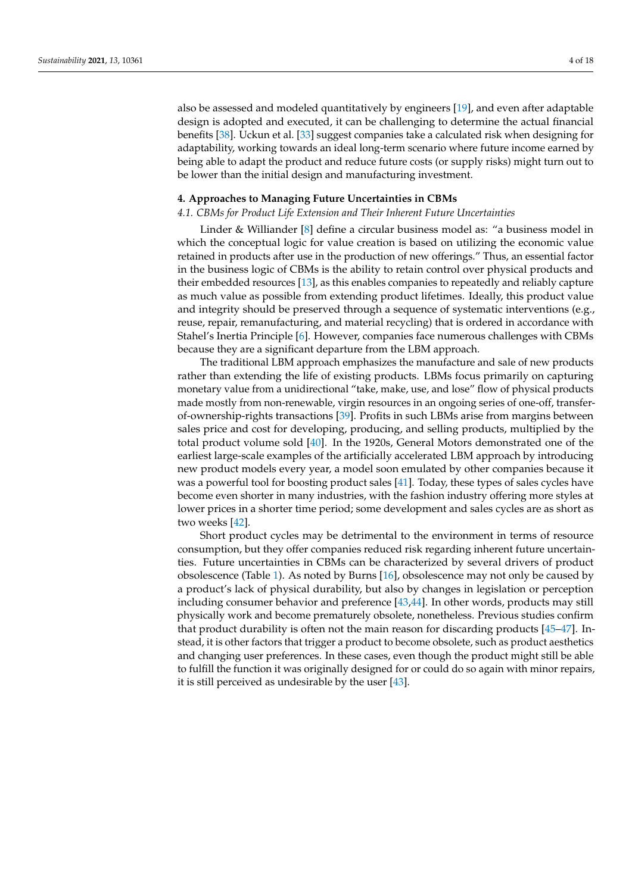also be assessed and modeled quantitatively by engineers [19], and even after adaptable design is adopted and executed, it can be challenging to determine the actual financial benefits [38]. Uckun et al. [33] suggest companies take a calculated risk when designing for adaptability, working towards an ideal long-term scenario where future income earned by being able to adapt the product and reduce future costs (or supply risks) might turn out to be lower than the initial design and manufacturing investment.

## 4. Approaches to Managing Future Uncertainties in CBMs

### *4.1. CBMs for Product Life Extension and Their Inherent Future Uncertainties*

Linder & Williander [8] define a circular business model as: "a business model in which the conceptual logic for value creation is based on utilizing the economic value retained in products after use in the production of new offerings." Thus, an essential factor in the business logic of CBMs is the ability to retain control over physical products and their embedded resources [13], as this enables companies to repeatedly and reliably capture as much value as possible from extending product lifetimes. Ideally, this product value and integrity should be preserved through a sequence of systematic interventions (e.g., reuse, repair, remanufacturing, and material recycling) that is ordered in accordance with Stahel's Inertia Principle [6]. However, companies face numerous challenges with CBMs because they are a significant departure from the LBM approach.

The traditional LBM approach emphasizes the manufacture and sale of new products rather than extending the life of existing products. LBMs focus primarily on capturing monetary value from a unidirectional "take, make, use, and lose" flow of physical products made mostly from non-renewable, virgin resources in an ongoing series of one-off, transfer-of-ownership-rights transactions [39]. Profits in such LBMs arise from margins between sales price and cost for developing, producing, and selling products, multiplied by the total product volume sold [40]. In the 1920s, General Motors demonstrated one of the earliest large-scale examples of the artificially accelerated LBM approach by introducing new product models every year, a model soon emulated by other companies because it was a powerful tool for boosting product sales [41]. Today, these types of sales cycles have become even shorter in many industries, with the fashion industry offering more styles at lower prices in a shorter time period; some development and sales cycles are as short as two weeks [42].

Short product cycles may be detrimental to the environment in terms of resource consumption, but they offer companies reduced risk regarding inherent future uncertainties. Future uncertainties in CBMs can be characterized by several drivers of product obsolescence (Table 1). As noted by Burns [16], obsolescence may not only be caused by a product's lack of physical durability, but also by changes in legislation or perception including consumer behavior and preference [43,44]. In other words, products may still physically work and become prematurely obsolete, nonetheless. Previous studies confirm that product durability is often not the main reason for discarding products [45–47]. Instead, it is other factors that trigger a product to become obsolete, such as product aesthetics and changing user preferences. In these cases, even though the product might still be able to fulfill the function it was originally designed for or could do so again with minor repairs, it is still perceived as undesirable by the user [43].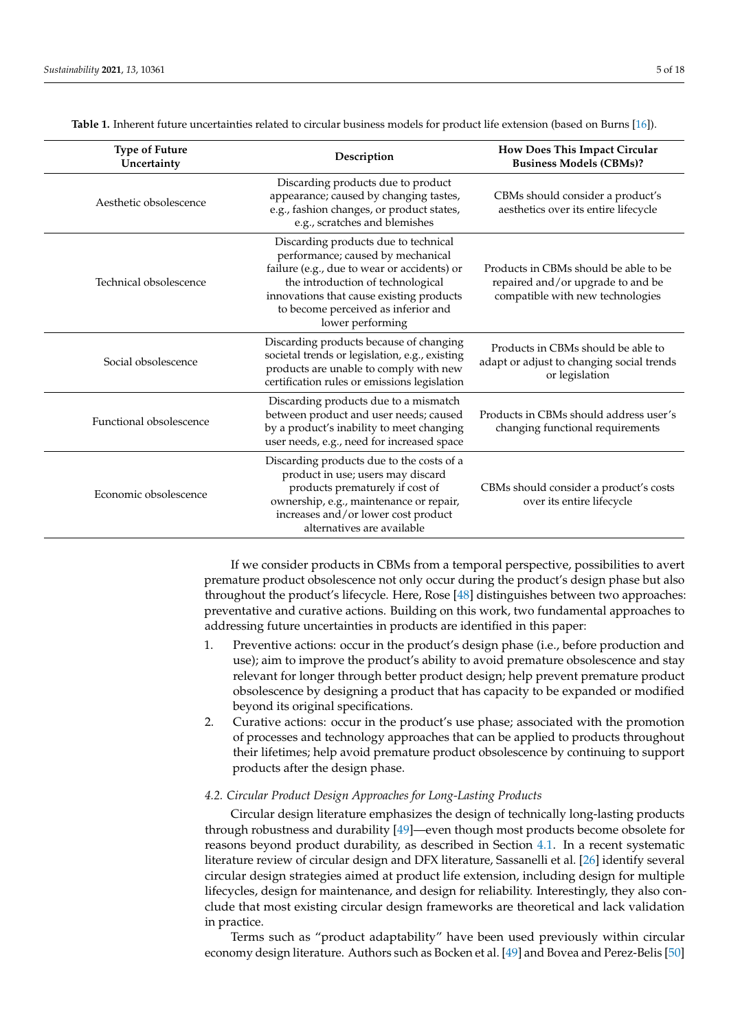**Table 1.** Inherent future uncertainties related to circular business models for product life extension (based on Burns [16]).

| Type of Future Uncertainty | Description | How Does This Impact Circular Business Models (CBMs)? |
|---|---|---|
| Aesthetic obsolescence | Discarding products due to product appearance; caused by changing tastes, e.g., fashion changes, or product states, e.g., scratches and blemishes | CBMs should consider a product's aesthetics over its entire lifecycle |
| Technical obsolescence | Discarding products due to technical performance; caused by mechanical failure (e.g., due to wear or accidents) or the introduction of technological innovations that cause existing products to become perceived as inferior and lower performing | Products in CBMs should be able to be repaired and/or upgrade to and be compatible with new technologies |
| Social obsolescence | Discarding products because of changing societal trends or legislation, e.g., existing products are unable to comply with new certification rules or emissions legislation | Products in CBMs should be able to adapt or adjust to changing social trends or legislation |
| Functional obsolescence | Discarding products due to a mismatch between product and user needs; caused by a product's inability to meet changing user needs, e.g., need for increased space | Products in CBMs should address user's changing functional requirements |
| Economic obsolescence | Discarding products due to the costs of a product in use; users may discard products prematurely if cost of ownership, e.g., maintenance or repair, increases and/or lower cost product alternatives are available | CBMs should consider a product's costs over its entire lifecycle |

If we consider products in CBMs from a temporal perspective, possibilities to avert premature product obsolescence not only occur during the product's design phase but also throughout the product's lifecycle. Here, Rose [48] distinguishes between two approaches: preventative and curative actions. Building on this work, two fundamental approaches to addressing future uncertainties in products are identified in this paper:

1. Preventive actions: occur in the product's design phase (i.e., before production and use); aim to improve the product's ability to avoid premature obsolescence and stay relevant for longer through better product design; help prevent premature product obsolescence by designing a product that has capacity to be expanded or modified beyond its original specifications.
2. Curative actions: occur in the product's use phase; associated with the promotion of processes and technology approaches that can be applied to products throughout their lifetimes; help avoid premature product obsolescence by continuing to support products after the design phase.

### *4.2. Circular Product Design Approaches for Long-Lasting Products*

Circular design literature emphasizes the design of technically long-lasting products through robustness and durability [49]—even though most products become obsolete for reasons beyond product durability, as described in Section 4.1. In a recent systematic literature review of circular design and DFX literature, Sassanelli et al. [26] identify several circular design strategies aimed at product life extension, including design for multiple lifecycles, design for maintenance, and design for reliability. Interestingly, they also conclude that most existing circular design frameworks are theoretical and lack validation in practice.

Terms such as "product adaptability" have been used previously within circular economy design literature. Authors such as Bocken et al. [49] and Bovea and Perez-Belis [50]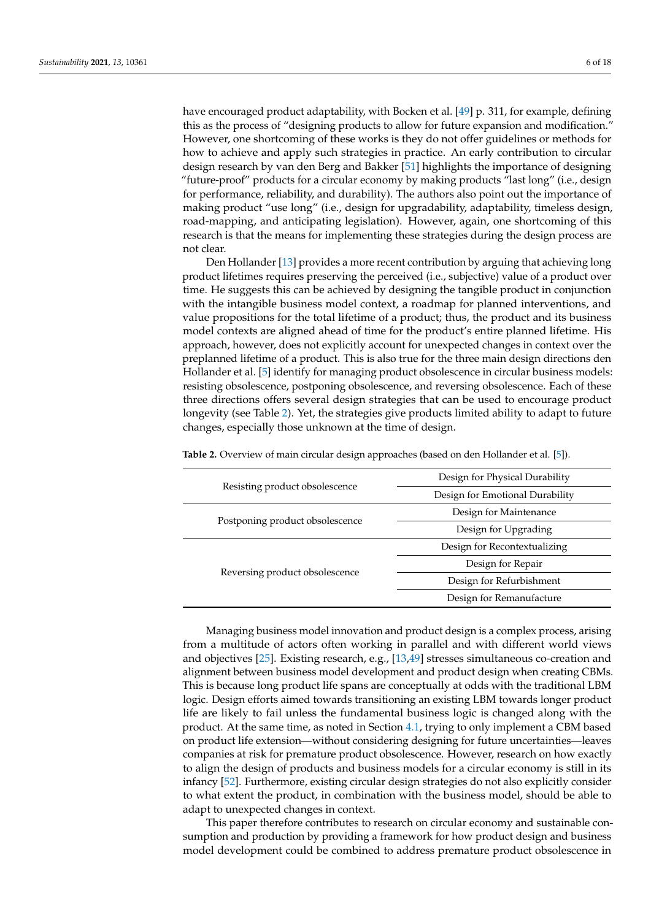have encouraged product adaptability, with Bocken et al. [49] p. 311, for example, defining this as the process of "designing products to allow for future expansion and modification." However, one shortcoming of these works is they do not offer guidelines or methods for how to achieve and apply such strategies in practice. An early contribution to circular design research by van den Berg and Bakker [51] highlights the importance of designing "future-proof" products for a circular economy by making products "last long" (i.e., design for performance, reliability, and durability). The authors also point out the importance of making product "use long" (i.e., design for upgradability, adaptability, timeless design, road-mapping, and anticipating legislation). However, again, one shortcoming of this research is that the means for implementing these strategies during the design process are not clear.

Den Hollander [13] provides a more recent contribution by arguing that achieving long product lifetimes requires preserving the perceived (i.e., subjective) value of a product over time. He suggests this can be achieved by designing the tangible product in conjunction with the intangible business model context, a roadmap for planned interventions, and value propositions for the total lifetime of a product; thus, the product and its business model contexts are aligned ahead of time for the product's entire planned lifetime. His approach, however, does not explicitly account for unexpected changes in context over the preplanned lifetime of a product. This is also true for the three main design directions den Hollander et al. [5] identify for managing product obsolescence in circular business models: resisting obsolescence, postponing obsolescence, and reversing obsolescence. Each of these three directions offers several design strategies that can be used to encourage product longevity (see Table 2). Yet, the strategies give products limited ability to adapt to future changes, especially those unknown at the time of design.

**Table 2.** Overview of main circular design approaches (based on den Hollander et al. [5]).

| | |
|---|---|
| Resisting product obsolescence | Design for Physical Durability |
| | Design for Emotional Durability |
| Postponing product obsolescence | Design for Maintenance |
| | Design for Upgrading |
| Reversing product obsolescence | Design for Recontextualizing |
| | Design for Repair |
| | Design for Refurbishment |
| | Design for Remanufacture |

Managing business model innovation and product design is a complex process, arising from a multitude of actors often working in parallel and with different world views and objectives [25]. Existing research, e.g., [13,49] stresses simultaneous co-creation and alignment between business model development and product design when creating CBMs. This is because long product life spans are conceptually at odds with the traditional LBM logic. Design efforts aimed towards transitioning an existing LBM towards longer product life are likely to fail unless the fundamental business logic is changed along with the product. At the same time, as noted in Section 4.1, trying to only implement a CBM based on product life extension—without considering designing for future uncertainties—leaves companies at risk for premature product obsolescence. However, research on how exactly to align the design of products and business models for a circular economy is still in its infancy [52]. Furthermore, existing circular design strategies do not also explicitly consider to what extent the product, in combination with the business model, should be able to adapt to unexpected changes in context.

This paper therefore contributes to research on circular economy and sustainable consumption and production by providing a framework for how product design and business model development could be combined to address premature product obsolescence in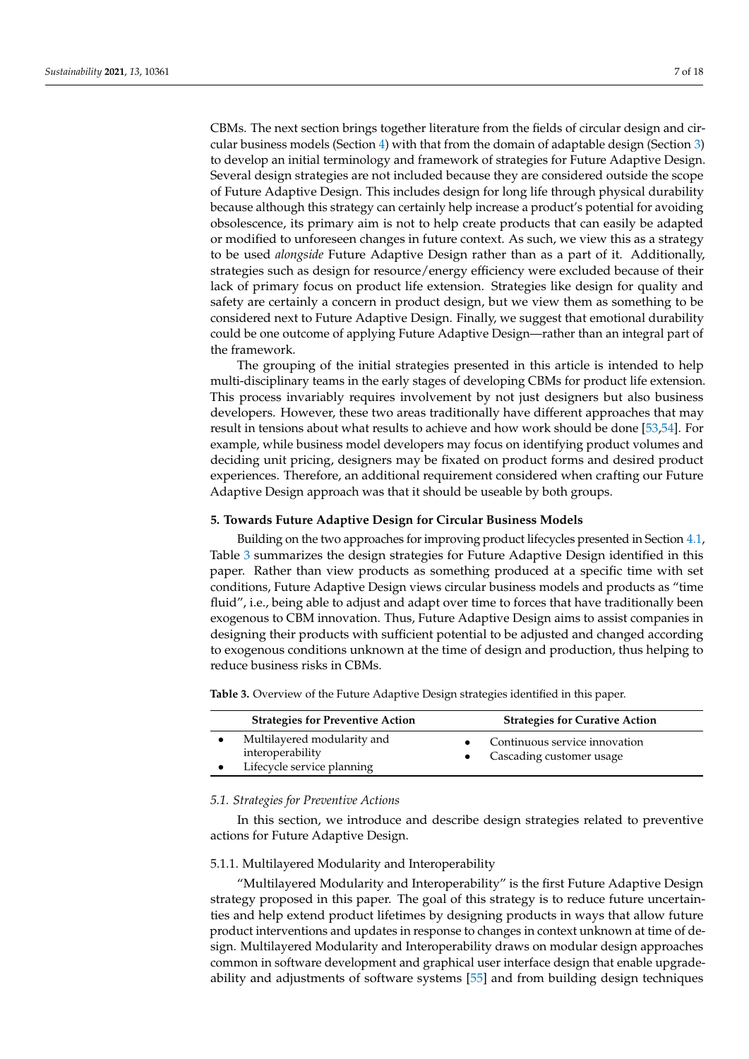CBMs. The next section brings together literature from the fields of circular design and circular business models (Section 4) with that from the domain of adaptable design (Section 3) to develop an initial terminology and framework of strategies for Future Adaptive Design. Several design strategies are not included because they are considered outside the scope of Future Adaptive Design. This includes design for long life through physical durability because although this strategy can certainly help increase a product's potential for avoiding obsolescence, its primary aim is not to help create products that can easily be adapted or modified to unforeseen changes in future context. As such, we view this as a strategy to be used *alongside* Future Adaptive Design rather than as a part of it. Additionally, strategies such as design for resource/energy efficiency were excluded because of their lack of primary focus on product life extension. Strategies like design for quality and safety are certainly a concern in product design, but we view them as something to be considered next to Future Adaptive Design. Finally, we suggest that emotional durability could be one outcome of applying Future Adaptive Design—rather than an integral part of the framework.

The grouping of the initial strategies presented in this article is intended to help multi-disciplinary teams in the early stages of developing CBMs for product life extension. This process invariably requires involvement by not just designers but also business developers. However, these two areas traditionally have different approaches that may result in tensions about what results to achieve and how work should be done [53,54]. For example, while business model developers may focus on identifying product volumes and deciding unit pricing, designers may be fixated on product forms and desired product experiences. Therefore, an additional requirement considered when crafting our Future Adaptive Design approach was that it should be useable by both groups.

## 5. Towards Future Adaptive Design for Circular Business Models

Building on the two approaches for improving product lifecycles presented in Section 4.1, Table 3 summarizes the design strategies for Future Adaptive Design identified in this paper. Rather than view products as something produced at a specific time with set conditions, Future Adaptive Design views circular business models and products as "time fluid", i.e., being able to adjust and adapt over time to forces that have traditionally been exogenous to CBM innovation. Thus, Future Adaptive Design aims to assist companies in designing their products with sufficient potential to be adjusted and changed according to exogenous conditions unknown at the time of design and production, thus helping to reduce business risks in CBMs.

**Table 3.** Overview of the Future Adaptive Design strategies identified in this paper.

| Strategies for Preventive Action | Strategies for Curative Action |
|---|---|
| • Multilayered modularity and interoperability<br>• Lifecycle service planning | • Continuous service innovation<br>• Cascading customer usage |

### 5.1. Strategies for Preventive Actions

In this section, we introduce and describe design strategies related to preventive actions for Future Adaptive Design.

#### 5.1.1. Multilayered Modularity and Interoperability

"Multilayered Modularity and Interoperability" is the first Future Adaptive Design strategy proposed in this paper. The goal of this strategy is to reduce future uncertainties and help extend product lifetimes by designing products in ways that allow future product interventions and updates in response to changes in context unknown at time of design. Multilayered Modularity and Interoperability draws on modular design approaches common in software development and graphical user interface design that enable upgradeability and adjustments of software systems [55] and from building design techniques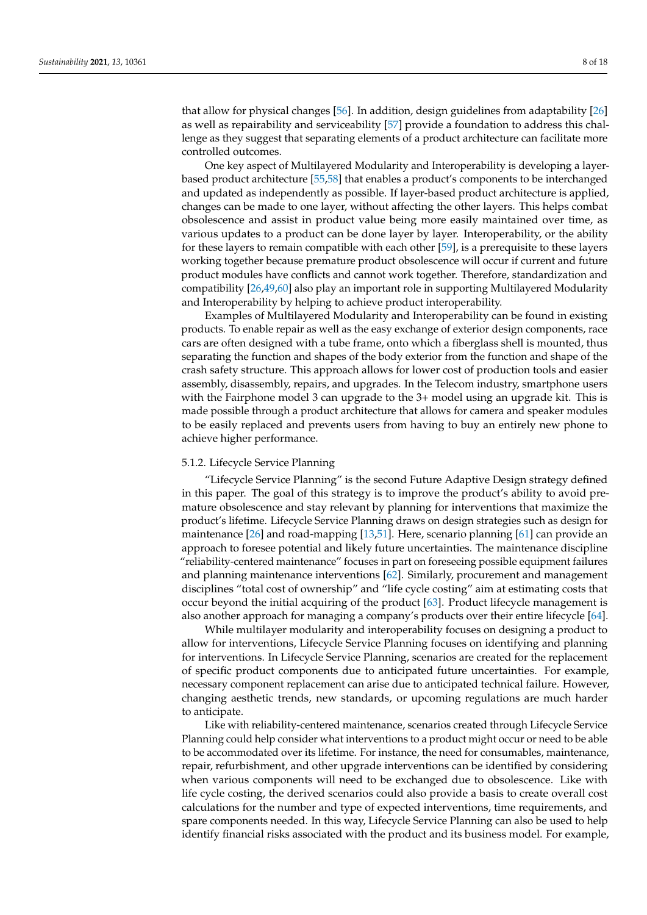that allow for physical changes [56]. In addition, design guidelines from adaptability [26] as well as repairability and serviceability [57] provide a foundation to address this challenge as they suggest that separating elements of a product architecture can facilitate more controlled outcomes.

One key aspect of Multilayered Modularity and Interoperability is developing a layer-based product architecture [55,58] that enables a product's components to be interchanged and updated as independently as possible. If layer-based product architecture is applied, changes can be made to one layer, without affecting the other layers. This helps combat obsolescence and assist in product value being more easily maintained over time, as various updates to a product can be done layer by layer. Interoperability, or the ability for these layers to remain compatible with each other [59], is a prerequisite to these layers working together because premature product obsolescence will occur if current and future product modules have conflicts and cannot work together. Therefore, standardization and compatibility [26,49,60] also play an important role in supporting Multilayered Modularity and Interoperability by helping to achieve product interoperability.

Examples of Multilayered Modularity and Interoperability can be found in existing products. To enable repair as well as the easy exchange of exterior design components, race cars are often designed with a tube frame, onto which a fiberglass shell is mounted, thus separating the function and shapes of the body exterior from the function and shape of the crash safety structure. This approach allows for lower cost of production tools and easier assembly, disassembly, repairs, and upgrades. In the Telecom industry, smartphone users with the Fairphone model 3 can upgrade to the 3+ model using an upgrade kit. This is made possible through a product architecture that allows for camera and speaker modules to be easily replaced and prevents users from having to buy an entirely new phone to achieve higher performance.

### 5.1.2. Lifecycle Service Planning

"Lifecycle Service Planning" is the second Future Adaptive Design strategy defined in this paper. The goal of this strategy is to improve the product's ability to avoid premature obsolescence and stay relevant by planning for interventions that maximize the product's lifetime. Lifecycle Service Planning draws on design strategies such as design for maintenance [26] and road-mapping [13,51]. Here, scenario planning [61] can provide an approach to foresee potential and likely future uncertainties. The maintenance discipline "reliability-centered maintenance" focuses in part on foreseeing possible equipment failures and planning maintenance interventions [62]. Similarly, procurement and management disciplines "total cost of ownership" and "life cycle costing" aim at estimating costs that occur beyond the initial acquiring of the product [63]. Product lifecycle management is also another approach for managing a company's products over their entire lifecycle [64].

While multilayer modularity and interoperability focuses on designing a product to allow for interventions, Lifecycle Service Planning focuses on identifying and planning for interventions. In Lifecycle Service Planning, scenarios are created for the replacement of specific product components due to anticipated future uncertainties. For example, necessary component replacement can arise due to anticipated technical failure. However, changing aesthetic trends, new standards, or upcoming regulations are much harder to anticipate.

Like with reliability-centered maintenance, scenarios created through Lifecycle Service Planning could help consider what interventions to a product might occur or need to be able to be accommodated over its lifetime. For instance, the need for consumables, maintenance, repair, refurbishment, and other upgrade interventions can be identified by considering when various components will need to be exchanged due to obsolescence. Like with life cycle costing, the derived scenarios could also provide a basis to create overall cost calculations for the number and type of expected interventions, time requirements, and spare components needed. In this way, Lifecycle Service Planning can also be used to help identify financial risks associated with the product and its business model. For example,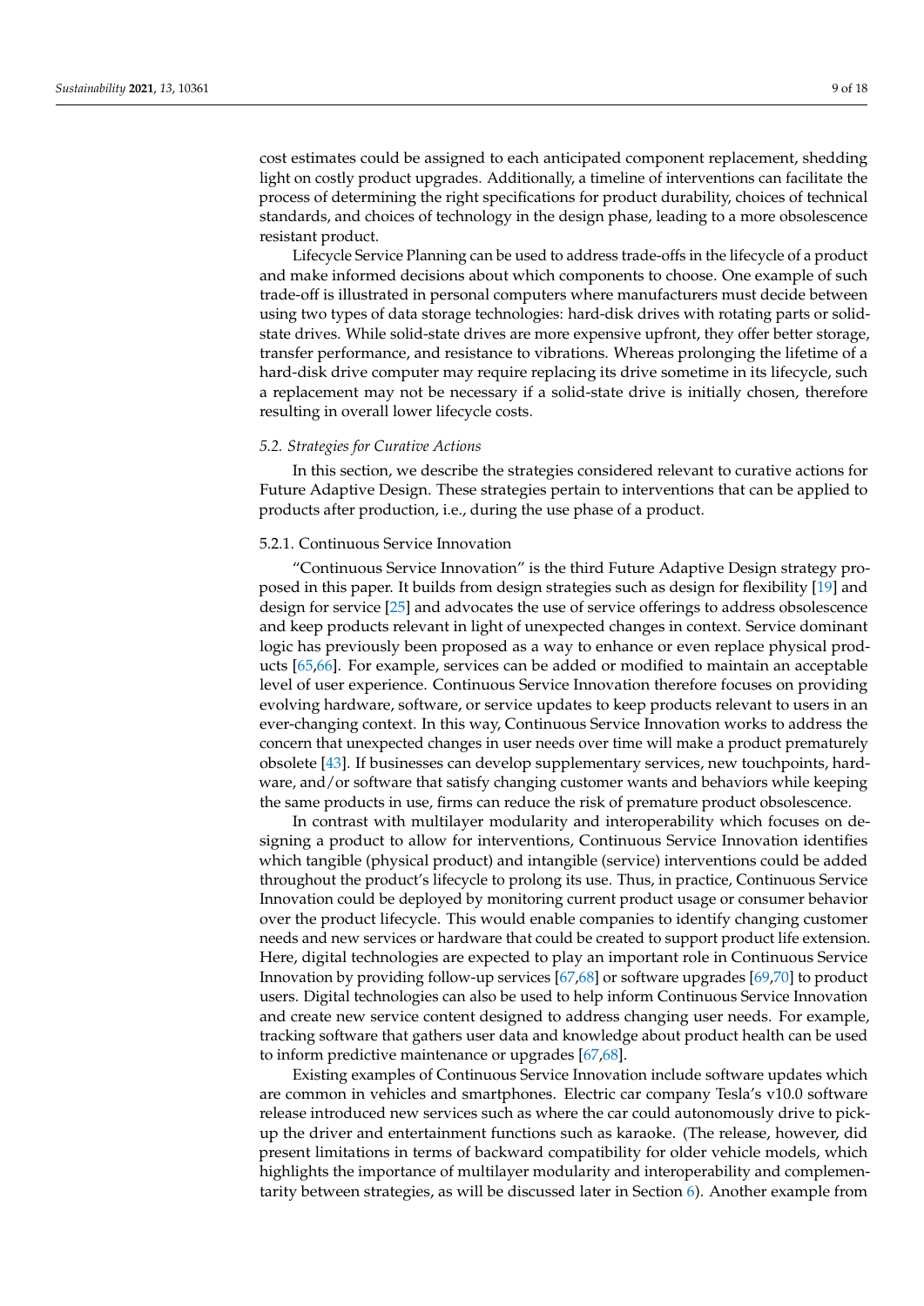cost estimates could be assigned to each anticipated component replacement, shedding light on costly product upgrades. Additionally, a timeline of interventions can facilitate the process of determining the right specifications for product durability, choices of technical standards, and choices of technology in the design phase, leading to a more obsolescence resistant product.

Lifecycle Service Planning can be used to address trade-offs in the lifecycle of a product and make informed decisions about which components to choose. One example of such trade-off is illustrated in personal computers where manufacturers must decide between using two types of data storage technologies: hard-disk drives with rotating parts or solid-state drives. While solid-state drives are more expensive upfront, they offer better storage, transfer performance, and resistance to vibrations. Whereas prolonging the lifetime of a hard-disk drive computer may require replacing its drive sometime in its lifecycle, such a replacement may not be necessary if a solid-state drive is initially chosen, therefore resulting in overall lower lifecycle costs.

### *5.2. Strategies for Curative Actions*

In this section, we describe the strategies considered relevant to curative actions for Future Adaptive Design. These strategies pertain to interventions that can be applied to products after production, i.e., during the use phase of a product.

#### 5.2.1. Continuous Service Innovation

"Continuous Service Innovation" is the third Future Adaptive Design strategy proposed in this paper. It builds from design strategies such as design for flexibility [19] and design for service [25] and advocates the use of service offerings to address obsolescence and keep products relevant in light of unexpected changes in context. Service dominant logic has previously been proposed as a way to enhance or even replace physical products [65,66]. For example, services can be added or modified to maintain an acceptable level of user experience. Continuous Service Innovation therefore focuses on providing evolving hardware, software, or service updates to keep products relevant to users in an ever-changing context. In this way, Continuous Service Innovation works to address the concern that unexpected changes in user needs over time will make a product prematurely obsolete [43]. If businesses can develop supplementary services, new touchpoints, hardware, and/or software that satisfy changing customer wants and behaviors while keeping the same products in use, firms can reduce the risk of premature product obsolescence.

In contrast with multilayer modularity and interoperability which focuses on designing a product to allow for interventions, Continuous Service Innovation identifies which tangible (physical product) and intangible (service) interventions could be added throughout the product's lifecycle to prolong its use. Thus, in practice, Continuous Service Innovation could be deployed by monitoring current product usage or consumer behavior over the product lifecycle. This would enable companies to identify changing customer needs and new services or hardware that could be created to support product life extension. Here, digital technologies are expected to play an important role in Continuous Service Innovation by providing follow-up services [67,68] or software upgrades [69,70] to product users. Digital technologies can also be used to help inform Continuous Service Innovation and create new service content designed to address changing user needs. For example, tracking software that gathers user data and knowledge about product health can be used to inform predictive maintenance or upgrades [67,68].

Existing examples of Continuous Service Innovation include software updates which are common in vehicles and smartphones. Electric car company Tesla's v10.0 software release introduced new services such as where the car could autonomously drive to pick-up the driver and entertainment functions such as karaoke. (The release, however, did present limitations in terms of backward compatibility for older vehicle models, which highlights the importance of multilayer modularity and interoperability and complementarity between strategies, as will be discussed later in Section 6). Another example from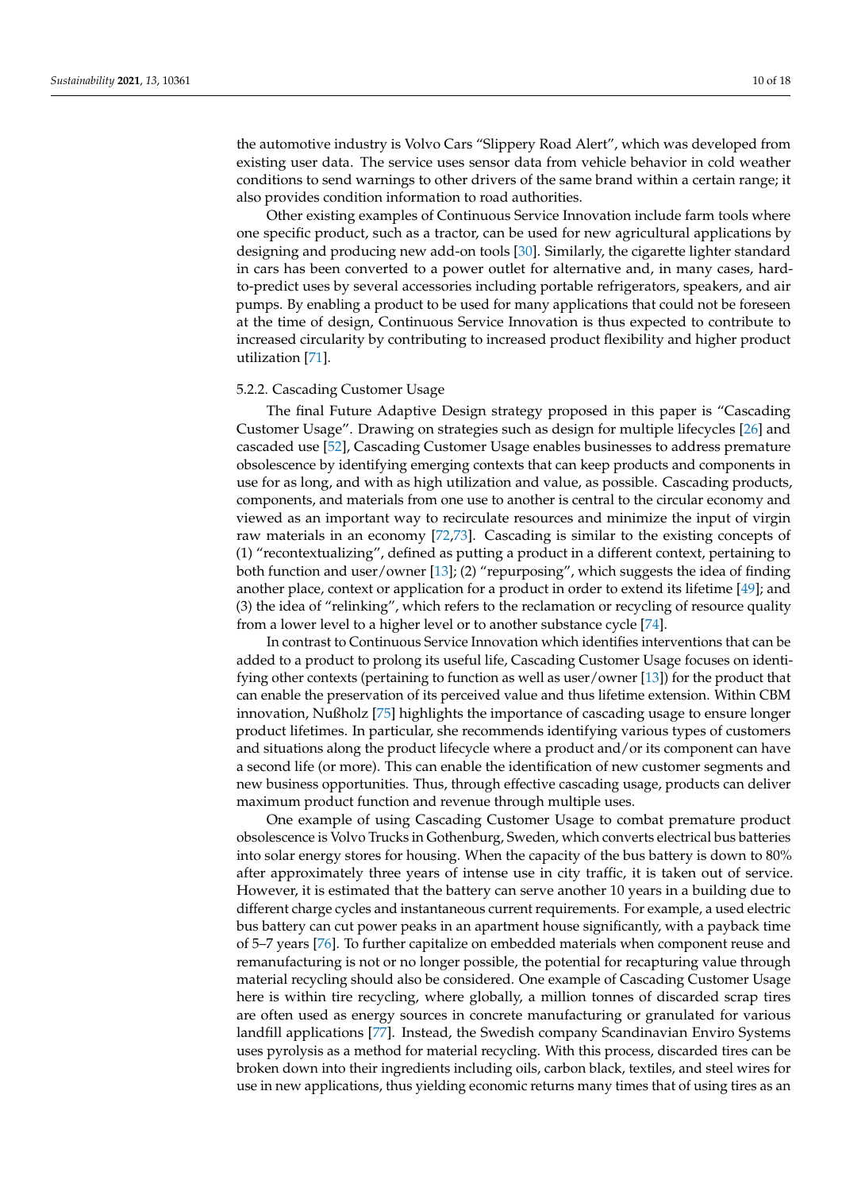the automotive industry is Volvo Cars "Slippery Road Alert", which was developed from existing user data. The service uses sensor data from vehicle behavior in cold weather conditions to send warnings to other drivers of the same brand within a certain range; it also provides condition information to road authorities.

Other existing examples of Continuous Service Innovation include farm tools where one specific product, such as a tractor, can be used for new agricultural applications by designing and producing new add-on tools [30]. Similarly, the cigarette lighter standard in cars has been converted to a power outlet for alternative and, in many cases, hard-to-predict uses by several accessories including portable refrigerators, speakers, and air pumps. By enabling a product to be used for many applications that could not be foreseen at the time of design, Continuous Service Innovation is thus expected to contribute to increased circularity by contributing to increased product flexibility and higher product utilization [71].

#### 5.2.2. Cascading Customer Usage

The final Future Adaptive Design strategy proposed in this paper is "Cascading Customer Usage". Drawing on strategies such as design for multiple lifecycles [26] and cascaded use [52], Cascading Customer Usage enables businesses to address premature obsolescence by identifying emerging contexts that can keep products and components in use for as long, and with as high utilization and value, as possible. Cascading products, components, and materials from one use to another is central to the circular economy and viewed as an important way to recirculate resources and minimize the input of virgin raw materials in an economy [72,73]. Cascading is similar to the existing concepts of (1) "recontextualizing", defined as putting a product in a different context, pertaining to both function and user/owner [13]; (2) "repurposing", which suggests the idea of finding another place, context or application for a product in order to extend its lifetime [49]; and (3) the idea of "relinking", which refers to the reclamation or recycling of resource quality from a lower level to a higher level or to another substance cycle [74].

In contrast to Continuous Service Innovation which identifies interventions that can be added to a product to prolong its useful life, Cascading Customer Usage focuses on identifying other contexts (pertaining to function as well as user/owner [13]) for the product that can enable the preservation of its perceived value and thus lifetime extension. Within CBM innovation, Nußholz [75] highlights the importance of cascading usage to ensure longer product lifetimes. In particular, she recommends identifying various types of customers and situations along the product lifecycle where a product and/or its component can have a second life (or more). This can enable the identification of new customer segments and new business opportunities. Thus, through effective cascading usage, products can deliver maximum product function and revenue through multiple uses.

One example of using Cascading Customer Usage to combat premature product obsolescence is Volvo Trucks in Gothenburg, Sweden, which converts electrical bus batteries into solar energy stores for housing. When the capacity of the bus battery is down to 80% after approximately three years of intense use in city traffic, it is taken out of service. However, it is estimated that the battery can serve another 10 years in a building due to different charge cycles and instantaneous current requirements. For example, a used electric bus battery can cut power peaks in an apartment house significantly, with a payback time of 5–7 years [76]. To further capitalize on embedded materials when component reuse and remanufacturing is not or no longer possible, the potential for recapturing value through material recycling should also be considered. One example of Cascading Customer Usage here is within tire recycling, where globally, a million tonnes of discarded scrap tires are often used as energy sources in concrete manufacturing or granulated for various landfill applications [77]. Instead, the Swedish company Scandinavian Enviro Systems uses pyrolysis as a method for material recycling. With this process, discarded tires can be broken down into their ingredients including oils, carbon black, textiles, and steel wires for use in new applications, thus yielding economic returns many times that of using tires as an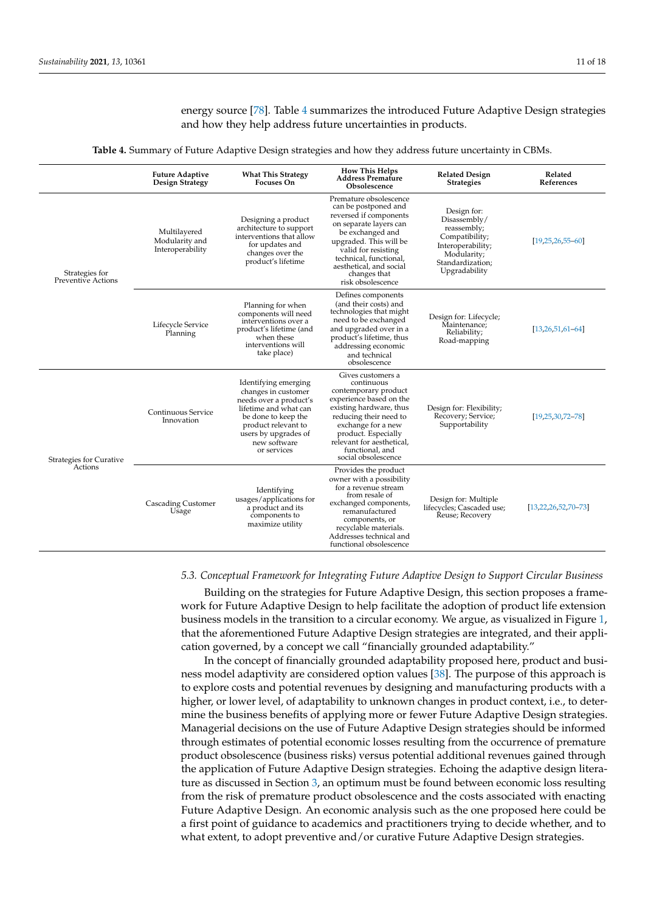energy source [78]. Table 4 summarizes the introduced Future Adaptive Design strategies and how they help address future uncertainties in products.

**Table 4.** Summary of Future Adaptive Design strategies and how they address future uncertainty in CBMs.

| | Future Adaptive Design Strategy | What This Strategy Focuses On | How This Helps Address Premature Obsolescence | Related Design Strategies | Related References |
|---|---|---|---|---|---|
| Strategies for Preventive Actions | Multilayered Modularity and Interoperability | Designing a product architecture to support interventions that allow for updates and changes over the product's lifetime | Premature obsolescence can be postponed and reversed if components on separate layers can be exchanged and upgraded. This will be valid for resisting technical, functional, aesthetical, and social changes that risk obsolescence | Design for: Disassembly/reassembly; Compatibility; Interoperability; Modularity; Standardization; Upgradability | [19,25,26,55–60] |
| | Lifecycle Service Planning | Planning for when components will need interventions over a product's lifetime (and when these interventions will take place) | Defines components (and their costs) and technologies that might need to be exchanged and upgraded over in a product's lifetime, thus addressing economic and technical obsolescence | Design for: Lifecycle; Maintenance; Reliability; Road-mapping | [13,26,51,61–64] |
| Strategies for Curative Actions | Continuous Service Innovation | Identifying emerging changes in customer needs over a product's lifetime and what can be done to keep the product relevant to users by upgrades of new software or services | Gives customers a continuous contemporary product experience based on the existing hardware, thus reducing their need to exchange for a new product. Especially relevant for aesthetical, functional, and social obsolescence | Design for: Flexibility; Recovery; Service; Supportability | [19,25,30,72–78] |
| | Cascading Customer Usage | Identifying usages/applications for a product and its components to maximize utility | Provides the product owner with a possibility for a revenue stream from resale of exchanged components, remanufactured components, or recyclable materials. Addresses technical and functional obsolescence | Design for: Multiple lifecycles; Cascaded use; Reuse; Recovery | [13,22,26,52,70–73] |

### *5.3. Conceptual Framework for Integrating Future Adaptive Design to Support Circular Business*

Building on the strategies for Future Adaptive Design, this section proposes a framework for Future Adaptive Design to help facilitate the adoption of product life extension business models in the transition to a circular economy. We argue, as visualized in Figure 1, that the aforementioned Future Adaptive Design strategies are integrated, and their application governed, by a concept we call "financially grounded adaptability."

In the concept of financially grounded adaptability proposed here, product and business model adaptivity are considered option values [38]. The purpose of this approach is to explore costs and potential revenues by designing and manufacturing products with a higher, or lower level, of adaptability to unknown changes in product context, i.e., to determine the business benefits of applying more or fewer Future Adaptive Design strategies. Managerial decisions on the use of Future Adaptive Design strategies should be informed through estimates of potential economic losses resulting from the occurrence of premature product obsolescence (business risks) versus potential additional revenues gained through the application of Future Adaptive Design strategies. Echoing the adaptive design literature as discussed in Section 3, an optimum must be found between economic loss resulting from the risk of premature product obsolescence and the costs associated with enacting Future Adaptive Design. An economic analysis such as the one proposed here could be a first point of guidance to academics and practitioners trying to decide whether, and to what extent, to adopt preventive and/or curative Future Adaptive Design strategies.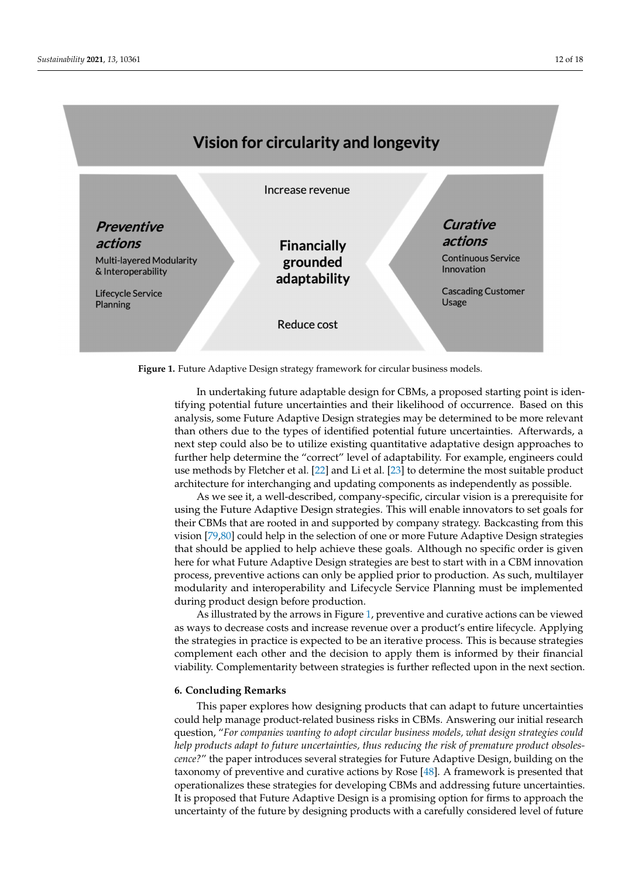Vision for circularity and longevity

Increase revenue

**Preventive actions**

Multi-layered Modularity & Interoperability

Lifecycle Service Planning

**Financially grounded adaptability**

**Curative actions**

Continuous Service Innovation

Cascading Customer Usage

Reduce cost

**Figure 1.** Future Adaptive Design strategy framework for circular business models.

In undertaking future adaptable design for CBMs, a proposed starting point is identifying potential future uncertainties and their likelihood of occurrence. Based on this analysis, some Future Adaptive Design strategies may be determined to be more relevant than others due to the types of identified potential future uncertainties. Afterwards, a next step could also be to utilize existing quantitative adaptative design approaches to further help determine the "correct" level of adaptability. For example, engineers could use methods by Fletcher et al. [22] and Li et al. [23] to determine the most suitable product architecture for interchanging and updating components as independently as possible.

As we see it, a well-described, company-specific, circular vision is a prerequisite for using the Future Adaptive Design strategies. This will enable innovators to set goals for their CBMs that are rooted in and supported by company strategy. Backcasting from this vision [79,80] could help in the selection of one or more Future Adaptive Design strategies that should be applied to help achieve these goals. Although no specific order is given here for what Future Adaptive Design strategies are best to start with in a CBM innovation process, preventive actions can only be applied prior to production. As such, multilayer modularity and interoperability and Lifecycle Service Planning must be implemented during product design before production.

As illustrated by the arrows in Figure 1, preventive and curative actions can be viewed as ways to decrease costs and increase revenue over a product's entire lifecycle. Applying the strategies in practice is expected to be an iterative process. This is because strategies complement each other and the decision to apply them is informed by their financial viability. Complementarity between strategies is further reflected upon in the next section.

## 6. Concluding Remarks

This paper explores how designing products that can adapt to future uncertainties could help manage product-related business risks in CBMs. Answering our initial research question, "*For companies wanting to adopt circular business models, what design strategies could help products adapt to future uncertainties, thus reducing the risk of premature product obsolescence?*" the paper introduces several strategies for Future Adaptive Design, building on the taxonomy of preventive and curative actions by Rose [48]. A framework is presented that operationalizes these strategies for developing CBMs and addressing future uncertainties. It is proposed that Future Adaptive Design is a promising option for firms to approach the uncertainty of the future by designing products with a carefully considered level of future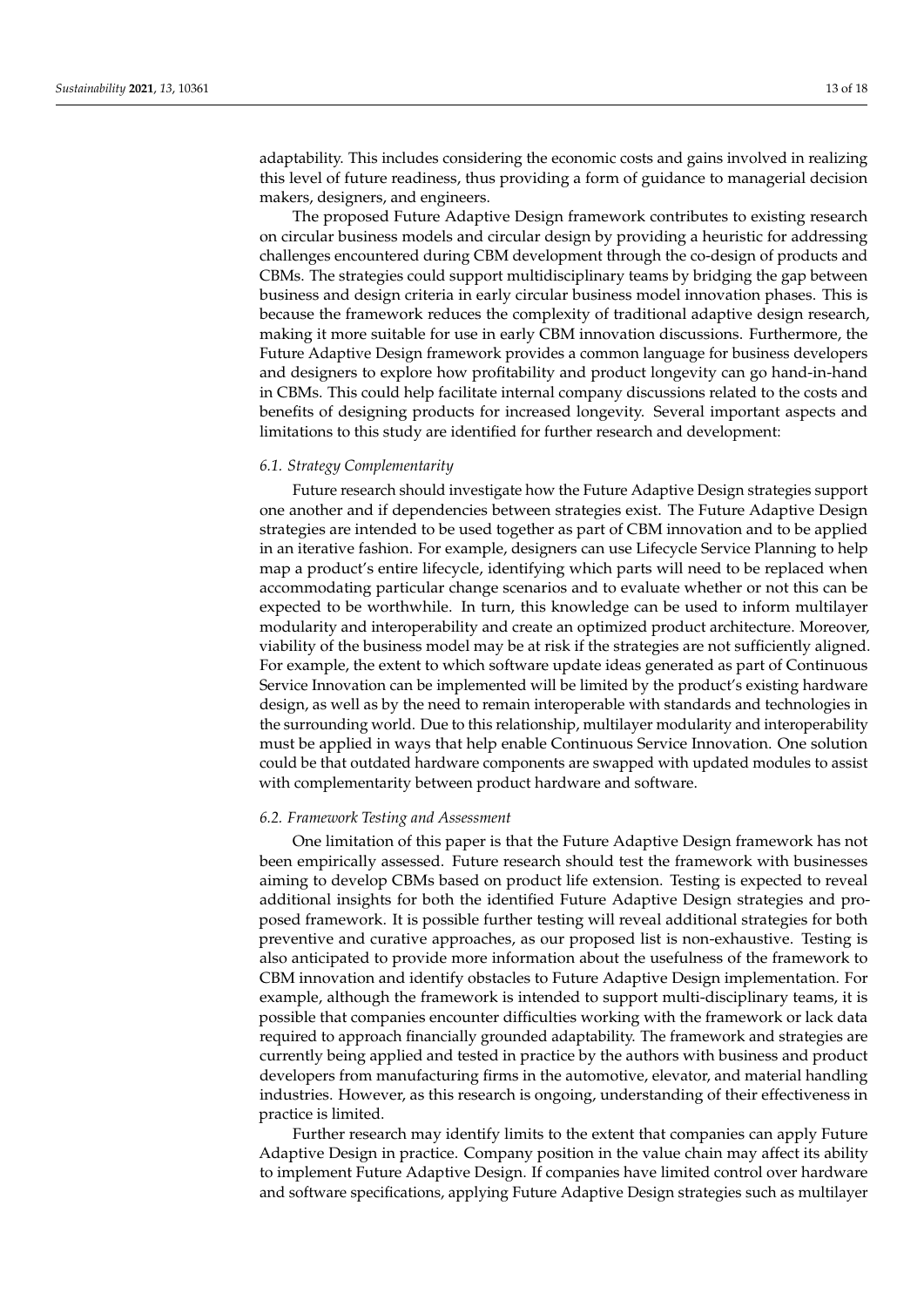adaptability. This includes considering the economic costs and gains involved in realizing this level of future readiness, thus providing a form of guidance to managerial decision makers, designers, and engineers.

The proposed Future Adaptive Design framework contributes to existing research on circular business models and circular design by providing a heuristic for addressing challenges encountered during CBM development through the co-design of products and CBMs. The strategies could support multidisciplinary teams by bridging the gap between business and design criteria in early circular business model innovation phases. This is because the framework reduces the complexity of traditional adaptive design research, making it more suitable for use in early CBM innovation discussions. Furthermore, the Future Adaptive Design framework provides a common language for business developers and designers to explore how profitability and product longevity can go hand-in-hand in CBMs. This could help facilitate internal company discussions related to the costs and benefits of designing products for increased longevity. Several important aspects and limitations to this study are identified for further research and development:

### 6.1. Strategy Complementarity

Future research should investigate how the Future Adaptive Design strategies support one another and if dependencies between strategies exist. The Future Adaptive Design strategies are intended to be used together as part of CBM innovation and to be applied in an iterative fashion. For example, designers can use Lifecycle Service Planning to help map a product's entire lifecycle, identifying which parts will need to be replaced when accommodating particular change scenarios and to evaluate whether or not this can be expected to be worthwhile. In turn, this knowledge can be used to inform multilayer modularity and interoperability and create an optimized product architecture. Moreover, viability of the business model may be at risk if the strategies are not sufficiently aligned. For example, the extent to which software update ideas generated as part of Continuous Service Innovation can be implemented will be limited by the product's existing hardware design, as well as by the need to remain interoperable with standards and technologies in the surrounding world. Due to this relationship, multilayer modularity and interoperability must be applied in ways that help enable Continuous Service Innovation. One solution could be that outdated hardware components are swapped with updated modules to assist with complementarity between product hardware and software.

### 6.2. Framework Testing and Assessment

One limitation of this paper is that the Future Adaptive Design framework has not been empirically assessed. Future research should test the framework with businesses aiming to develop CBMs based on product life extension. Testing is expected to reveal additional insights for both the identified Future Adaptive Design strategies and proposed framework. It is possible further testing will reveal additional strategies for both preventive and curative approaches, as our proposed list is non-exhaustive. Testing is also anticipated to provide more information about the usefulness of the framework to CBM innovation and identify obstacles to Future Adaptive Design implementation. For example, although the framework is intended to support multi-disciplinary teams, it is possible that companies encounter difficulties working with the framework or lack data required to approach financially grounded adaptability. The framework and strategies are currently being applied and tested in practice by the authors with business and product developers from manufacturing firms in the automotive, elevator, and material handling industries. However, as this research is ongoing, understanding of their effectiveness in practice is limited.

Further research may identify limits to the extent that companies can apply Future Adaptive Design in practice. Company position in the value chain may affect its ability to implement Future Adaptive Design. If companies have limited control over hardware and software specifications, applying Future Adaptive Design strategies such as multilayer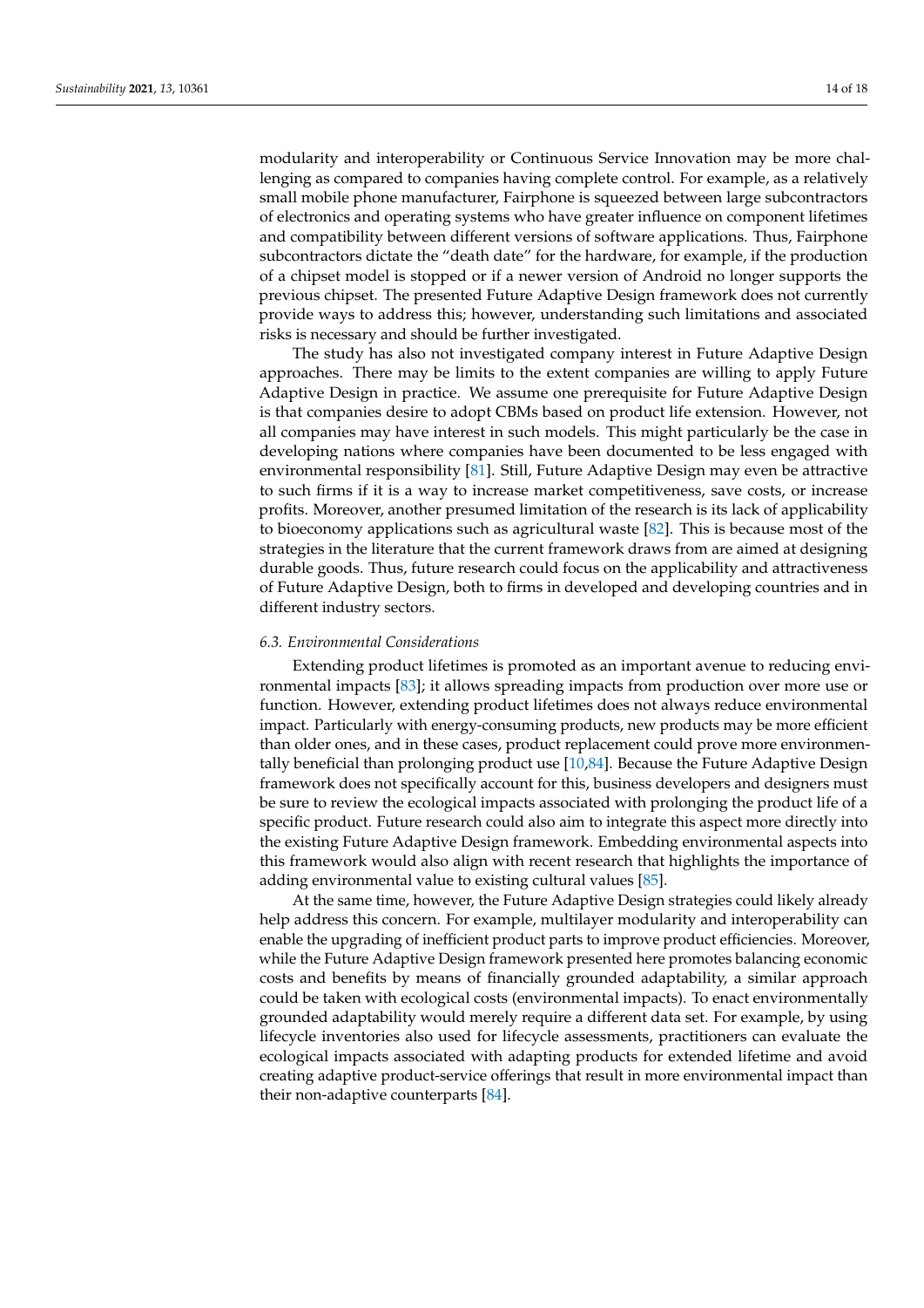modularity and interoperability or Continuous Service Innovation may be more challenging as compared to companies having complete control. For example, as a relatively small mobile phone manufacturer, Fairphone is squeezed between large subcontractors of electronics and operating systems who have greater influence on component lifetimes and compatibility between different versions of software applications. Thus, Fairphone subcontractors dictate the "death date" for the hardware, for example, if the production of a chipset model is stopped or if a newer version of Android no longer supports the previous chipset. The presented Future Adaptive Design framework does not currently provide ways to address this; however, understanding such limitations and associated risks is necessary and should be further investigated.

The study has also not investigated company interest in Future Adaptive Design approaches. There may be limits to the extent companies are willing to apply Future Adaptive Design in practice. We assume one prerequisite for Future Adaptive Design is that companies desire to adopt CBMs based on product life extension. However, not all companies may have interest in such models. This might particularly be the case in developing nations where companies have been documented to be less engaged with environmental responsibility [81]. Still, Future Adaptive Design may even be attractive to such firms if it is a way to increase market competitiveness, save costs, or increase profits. Moreover, another presumed limitation of the research is its lack of applicability to bioeconomy applications such as agricultural waste [82]. This is because most of the strategies in the literature that the current framework draws from are aimed at designing durable goods. Thus, future research could focus on the applicability and attractiveness of Future Adaptive Design, both to firms in developed and developing countries and in different industry sectors.

### *6.3. Environmental Considerations*

Extending product lifetimes is promoted as an important avenue to reducing environmental impacts [83]; it allows spreading impacts from production over more use or function. However, extending product lifetimes does not always reduce environmental impact. Particularly with energy-consuming products, new products may be more efficient than older ones, and in these cases, product replacement could prove more environmentally beneficial than prolonging product use [10,84]. Because the Future Adaptive Design framework does not specifically account for this, business developers and designers must be sure to review the ecological impacts associated with prolonging the product life of a specific product. Future research could also aim to integrate this aspect more directly into the existing Future Adaptive Design framework. Embedding environmental aspects into this framework would also align with recent research that highlights the importance of adding environmental value to existing cultural values [85].

At the same time, however, the Future Adaptive Design strategies could likely already help address this concern. For example, multilayer modularity and interoperability can enable the upgrading of inefficient product parts to improve product efficiencies. Moreover, while the Future Adaptive Design framework presented here promotes balancing economic costs and benefits by means of financially grounded adaptability, a similar approach could be taken with ecological costs (environmental impacts). To enact environmentally grounded adaptability would merely require a different data set. For example, by using lifecycle inventories also used for lifecycle assessments, practitioners can evaluate the ecological impacts associated with adapting products for extended lifetime and avoid creating adaptive product-service offerings that result in more environmental impact than their non-adaptive counterparts [84].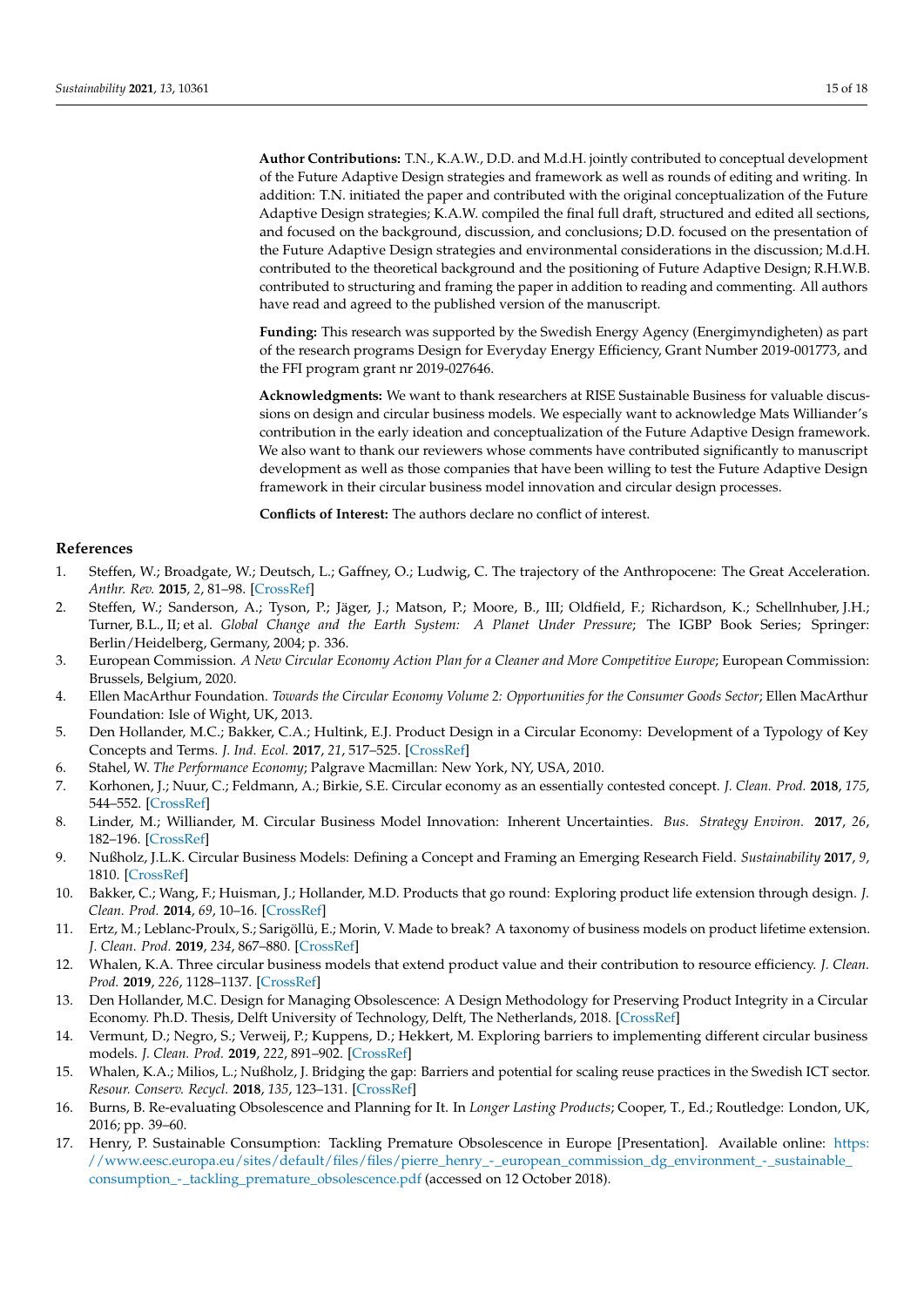**Author Contributions:** T.N., K.A.W., D.D. and M.d.H. jointly contributed to conceptual development of the Future Adaptive Design strategies and framework as well as rounds of editing and writing. In addition: T.N. initiated the paper and contributed with the original conceptualization of the Future Adaptive Design strategies; K.A.W. compiled the final full draft, structured and edited all sections, and focused on the background, discussion, and conclusions; D.D. focused on the presentation of the Future Adaptive Design strategies and environmental considerations in the discussion; M.d.H. contributed to the theoretical background and the positioning of Future Adaptive Design; R.H.W.B. contributed to structuring and framing the paper in addition to reading and commenting. All authors have read and agreed to the published version of the manuscript.

**Funding:** This research was supported by the Swedish Energy Agency (Energimyndigheten) as part of the research programs Design for Everyday Energy Efficiency, Grant Number 2019-001773, and the FFI program grant nr 2019-027646.

**Acknowledgments:** We want to thank researchers at RISE Sustainable Business for valuable discussions on design and circular business models. We especially want to acknowledge Mats Williander's contribution in the early ideation and conceptualization of the Future Adaptive Design framework. We also want to thank our reviewers whose comments have contributed significantly to manuscript development as well as those companies that have been willing to test the Future Adaptive Design framework in their circular business model innovation and circular design processes.

**Conflicts of Interest:** The authors declare no conflict of interest.

## References

1. Steffen, W.; Broadgate, W.; Deutsch, L.; Gaffney, O.; Ludwig, C. The trajectory of the Anthropocene: The Great Acceleration. *Anthr. Rev.* **2015**, *2*, 81–98. [CrossRef]
2. Steffen, W.; Sanderson, A.; Tyson, P.; Jäger, J.; Matson, P.; Moore, B., III; Oldfield, F.; Richardson, K.; Schellnhuber, J.H.; Turner, B.L., II; et al. *Global Change and the Earth System: A Planet Under Pressure*; The IGBP Book Series; Springer: Berlin/Heidelberg, Germany, 2004; p. 336.
3. European Commission. *A New Circular Economy Action Plan for a Cleaner and More Competitive Europe*; European Commission: Brussels, Belgium, 2020.
4. Ellen MacArthur Foundation. *Towards the Circular Economy Volume 2: Opportunities for the Consumer Goods Sector*; Ellen MacArthur Foundation: Isle of Wight, UK, 2013.
5. Den Hollander, M.C.; Bakker, C.A.; Hultink, E.J. Product Design in a Circular Economy: Development of a Typology of Key Concepts and Terms. *J. Ind. Ecol.* **2017**, *21*, 517–525. [CrossRef]
6. Stahel, W. *The Performance Economy*; Palgrave Macmillan: New York, NY, USA, 2010.
7. Korhonen, J.; Nuur, C.; Feldmann, A.; Birkie, S.E. Circular economy as an essentially contested concept. *J. Clean. Prod.* **2018**, *175*, 544–552. [CrossRef]
8. Linder, M.; Williander, M. Circular Business Model Innovation: Inherent Uncertainties. *Bus. Strategy Environ.* **2017**, *26*, 182–196. [CrossRef]
9. Nußholz, J.L.K. Circular Business Models: Defining a Concept and Framing an Emerging Research Field. *Sustainability* **2017**, *9*, 1810. [CrossRef]
10. Bakker, C.; Wang, F.; Huisman, J.; Hollander, M.D. Products that go round: Exploring product life extension through design. *J. Clean. Prod.* **2014**, *69*, 10–16. [CrossRef]
11. Ertz, M.; Leblanc-Proulx, S.; Sarigöllü, E.; Morin, V. Made to break? A taxonomy of business models on product lifetime extension. *J. Clean. Prod.* **2019**, *234*, 867–880. [CrossRef]
12. Whalen, K.A. Three circular business models that extend product value and their contribution to resource efficiency. *J. Clean. Prod.* **2019**, *226*, 1128–1137. [CrossRef]
13. Den Hollander, M.C. Design for Managing Obsolescence: A Design Methodology for Preserving Product Integrity in a Circular Economy. Ph.D. Thesis, Delft University of Technology, Delft, The Netherlands, 2018. [CrossRef]
14. Vermunt, D.; Negro, S.; Verweij, P.; Kuppens, D.; Hekkert, M. Exploring barriers to implementing different circular business models. *J. Clean. Prod.* **2019**, *222*, 891–902. [CrossRef]
15. Whalen, K.A.; Milios, L.; Nußholz, J. Bridging the gap: Barriers and potential for scaling reuse practices in the Swedish ICT sector. *Resour. Conserv. Recycl.* **2018**, *135*, 123–131. [CrossRef]
16. Burns, B. Re-evaluating Obsolescence and Planning for It. In *Longer Lasting Products*; Cooper, T., Ed.; Routledge: London, UK, 2016; pp. 39–60.
17. Henry, P. Sustainable Consumption: Tackling Premature Obsolescence in Europe [Presentation]. Available online: https://www.eesc.europa.eu/sites/default/files/files/pierre_henry_-_european_commission_dg_environment_-_sustainable_consumption_-_tackling_premature_obsolescence.pdf (accessed on 12 October 2018).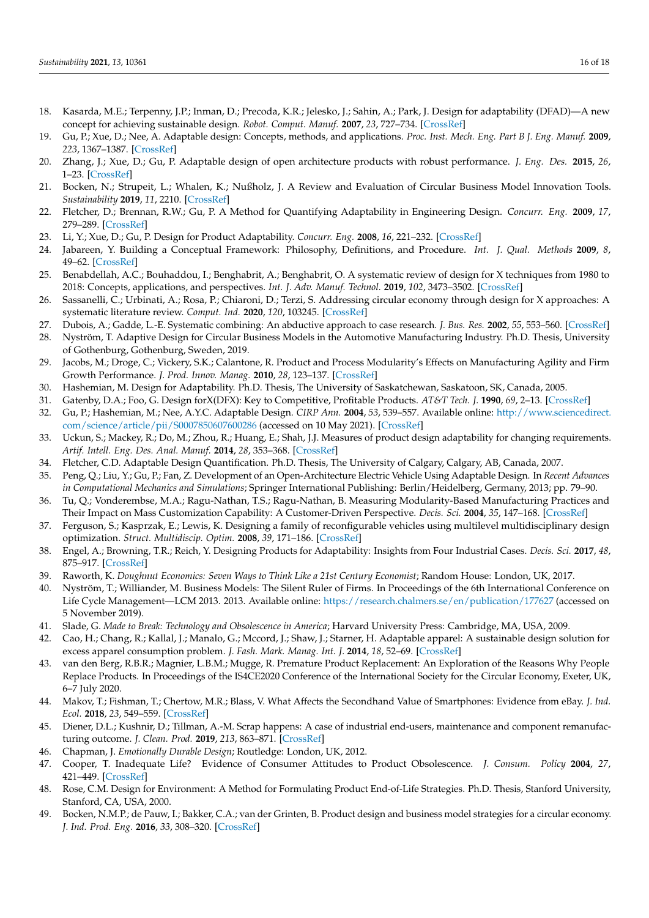18. Kasarda, M.E.; Terpenny, J.P.; Inman, D.; Precoda, K.R.; Jelesko, J.; Sahin, A.; Park, J. Design for adaptability (DFAD)—A new concept for achieving sustainable design. *Robot. Comput. Manuf.* **2007**, *23*, 727–734. [CrossRef]
19. Gu, P.; Xue, D.; Nee, A. Adaptable design: Concepts, methods, and applications. *Proc. Inst. Mech. Eng. Part B J. Eng. Manuf.* **2009**, *223*, 1367–1387. [CrossRef]
20. Zhang, J.; Xue, D.; Gu, P. Adaptable design of open architecture products with robust performance. *J. Eng. Des.* **2015**, *26*, 1–23. [CrossRef]
21. Bocken, N.; Strupeit, L.; Whalen, K.; Nußholz, J. A Review and Evaluation of Circular Business Model Innovation Tools. *Sustainability* **2019**, *11*, 2210. [CrossRef]
22. Fletcher, D.; Brennan, R.W.; Gu, P. A Method for Quantifying Adaptability in Engineering Design. *Concurr. Eng.* **2009**, *17*, 279–289. [CrossRef]
23. Li, Y.; Xue, D.; Gu, P. Design for Product Adaptability. *Concurr. Eng.* **2008**, *16*, 221–232. [CrossRef]
24. Jabareen, Y. Building a Conceptual Framework: Philosophy, Definitions, and Procedure. *Int. J. Qual. Methods* **2009**, *8*, 49–62. [CrossRef]
25. Benabdellah, A.C.; Bouhaddou, I.; Benghabrit, A.; Benghabrit, O. A systematic review of design for X techniques from 1980 to 2018: Concepts, applications, and perspectives. *Int. J. Adv. Manuf. Technol.* **2019**, *102*, 3473–3502. [CrossRef]
26. Sassanelli, C.; Urbinati, A.; Rosa, P.; Chiaroni, D.; Terzi, S. Addressing circular economy through design for X approaches: A systematic literature review. *Comput. Ind.* **2020**, *120*, 103245. [CrossRef]
27. Dubois, A.; Gadde, L.-E. Systematic combining: An abductive approach to case research. *J. Bus. Res.* **2002**, *55*, 553–560. [CrossRef]
28. Nyström, T. Adaptive Design for Circular Business Models in the Automotive Manufacturing Industry. Ph.D. Thesis, University of Gothenburg, Gothenburg, Sweden, 2019.
29. Jacobs, M.; Droge, C.; Vickery, S.K.; Calantone, R. Product and Process Modularity's Effects on Manufacturing Agility and Firm Growth Performance. *J. Prod. Innov. Manag.* **2010**, *28*, 123–137. [CrossRef]
30. Hashemian, M. Design for Adaptability. Ph.D. Thesis, The University of Saskatchewan, Saskatoon, SK, Canada, 2005.
31. Gatenby, D.A.; Foo, G. Design forX(DFX): Key to Competitive, Profitable Products. *AT&T Tech. J.* **1990**, *69*, 2–13. [CrossRef]
32. Gu, P.; Hashemian, M.; Nee, A.Y.C. Adaptable Design. *CIRP Ann.* **2004**, *53*, 539–557. Available online: http://www.sciencedirect.com/science/article/pii/S0007850607600286 (accessed on 10 May 2021). [CrossRef]
33. Uckun, S.; Mackey, R.; Do, M.; Zhou, R.; Huang, E.; Shah, J.J. Measures of product design adaptability for changing requirements. *Artif. Intell. Eng. Des. Anal. Manuf.* **2014**, *28*, 353–368. [CrossRef]
34. Fletcher, C.D. Adaptable Design Quantification. Ph.D. Thesis, The University of Calgary, Calgary, AB, Canada, 2007.
35. Peng, Q.; Liu, Y.; Gu, P.; Fan, Z. Development of an Open-Architecture Electric Vehicle Using Adaptable Design. In *Recent Advances in Computational Mechanics and Simulations*; Springer International Publishing: Berlin/Heidelberg, Germany, 2013; pp. 79–90.
36. Tu, Q.; Vonderembse, M.A.; Ragu-Nathan, T.S.; Ragu-Nathan, B. Measuring Modularity-Based Manufacturing Practices and Their Impact on Mass Customization Capability: A Customer-Driven Perspective. *Decis. Sci.* **2004**, *35*, 147–168. [CrossRef]
37. Ferguson, S.; Kasprzak, E.; Lewis, K. Designing a family of reconfigurable vehicles using multilevel multidisciplinary design optimization. *Struct. Multidiscip. Optim.* **2008**, *39*, 171–186. [CrossRef]
38. Engel, A.; Browning, T.R.; Reich, Y. Designing Products for Adaptability: Insights from Four Industrial Cases. *Decis. Sci.* **2017**, *48*, 875–917. [CrossRef]
39. Raworth, K. *Doughnut Economics: Seven Ways to Think Like a 21st Century Economist*; Random House: London, UK, 2017.
40. Nyström, T.; Williander, M. Business Models: The Silent Ruler of Firms. In Proceedings of the 6th International Conference on Life Cycle Management—LCM 2013. 2013. Available online: https://research.chalmers.se/en/publication/177627 (accessed on 5 November 2019).
41. Slade, G. *Made to Break: Technology and Obsolescence in America*; Harvard University Press: Cambridge, MA, USA, 2009.
42. Cao, H.; Chang, R.; Kallal, J.; Manalo, G.; Mccord, J.; Shaw, J.; Starner, H. Adaptable apparel: A sustainable design solution for excess apparel consumption problem. *J. Fash. Mark. Manag. Int. J.* **2014**, *18*, 52–69. [CrossRef]
43. van den Berg, R.B.R.; Magnier, L.B.M.; Mugge, R. Premature Product Replacement: An Exploration of the Reasons Why People Replace Products. In Proceedings of the IS4CE2020 Conference of the International Society for the Circular Economy, Exeter, UK, 6–7 July 2020.
44. Makov, T.; Fishman, T.; Chertow, M.R.; Blass, V. What Affects the Secondhand Value of Smartphones: Evidence from eBay. *J. Ind. Ecol.* **2018**, *23*, 549–559. [CrossRef]
45. Diener, D.L.; Kushnir, D.; Tillman, A.-M. Scrap happens: A case of industrial end-users, maintenance and component remanufacturing outcome. *J. Clean. Prod.* **2019**, *213*, 863–871. [CrossRef]
46. Chapman, J. *Emotionally Durable Design*; Routledge: London, UK, 2012.
47. Cooper, T. Inadequate Life? Evidence of Consumer Attitudes to Product Obsolescence. *J. Consum. Policy* **2004**, *27*, 421–449. [CrossRef]
48. Rose, C.M. Design for Environment: A Method for Formulating Product End-of-Life Strategies. Ph.D. Thesis, Stanford University, Stanford, CA, USA, 2000.
49. Bocken, N.M.P.; de Pauw, I.; Bakker, C.A.; van der Grinten, B. Product design and business model strategies for a circular economy. *J. Ind. Prod. Eng.* **2016**, *33*, 308–320. [CrossRef]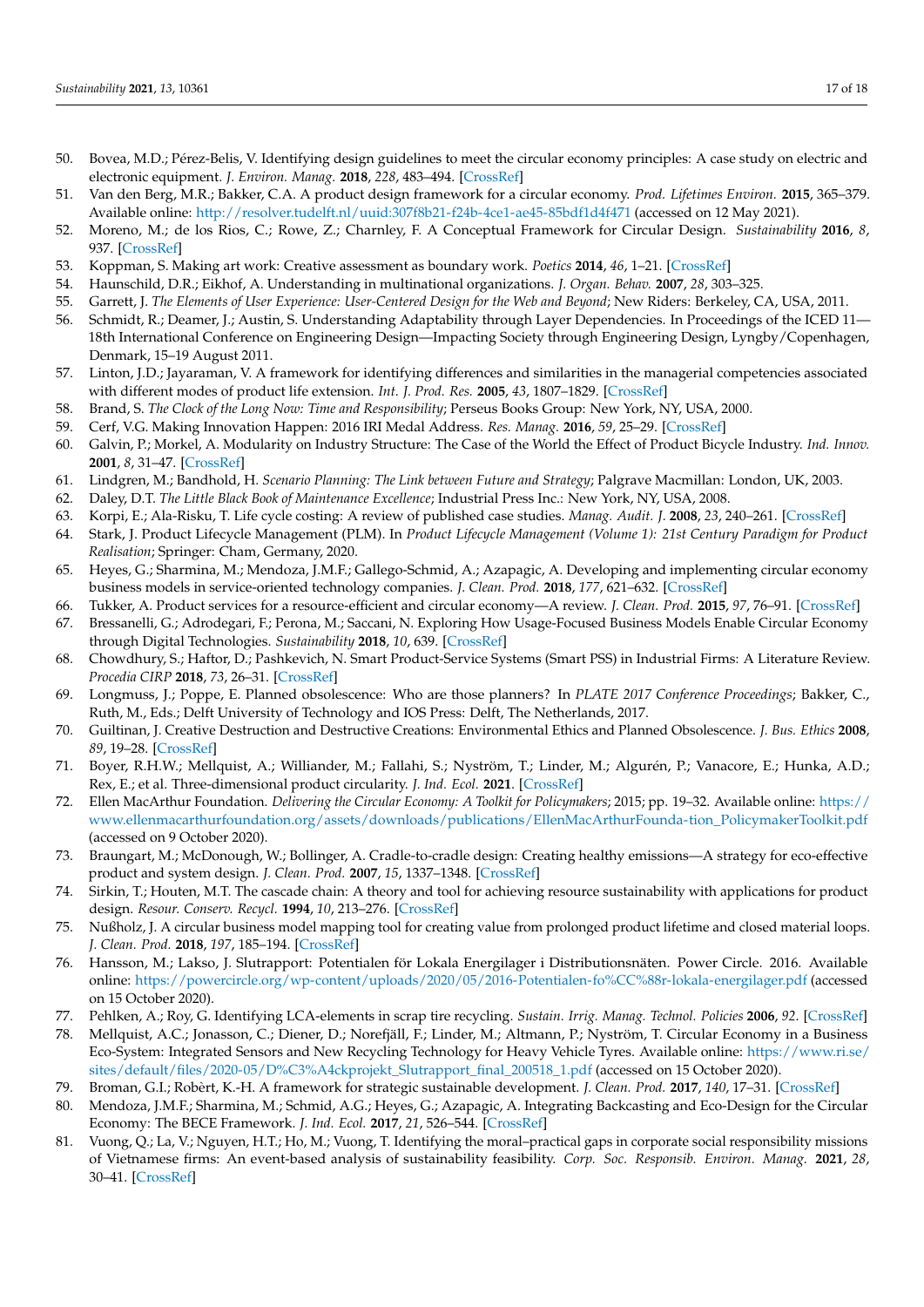50. Bovea, M.D.; Pérez-Belis, V. Identifying design guidelines to meet the circular economy principles: A case study on electric and electronic equipment. *J. Environ. Manag.* **2018**, *228*, 483–494. [CrossRef]
51. Van den Berg, M.R.; Bakker, C.A. A product design framework for a circular economy. *Prod. Lifetimes Environ.* **2015**, 365–379. Available online: http://resolver.tudelft.nl/uuid:307f8b21-f24b-4ce1-ae45-85bdf1d4f471 (accessed on 12 May 2021).
52. Moreno, M.; de los Rios, C.; Rowe, Z.; Charnley, F. A Conceptual Framework for Circular Design. *Sustainability* **2016**, *8*, 937. [CrossRef]
53. Koppman, S. Making art work: Creative assessment as boundary work. *Poetics* **2014**, *46*, 1–21. [CrossRef]
54. Haunschild, D.R.; Eikhof, A. Understanding in multinational organizations. *J. Organ. Behav.* **2007**, *28*, 303–325.
55. Garrett, J. *The Elements of User Experience: User-Centered Design for the Web and Beyond*; New Riders: Berkeley, CA, USA, 2011.
56. Schmidt, R.; Deamer, J.; Austin, S. Understanding Adaptability through Layer Dependencies. In Proceedings of the ICED 11—18th International Conference on Engineering Design—Impacting Society through Engineering Design, Lyngby/Copenhagen, Denmark, 15–19 August 2011.
57. Linton, J.D.; Jayaraman, V. A framework for identifying differences and similarities in the managerial competencies associated with different modes of product life extension. *Int. J. Prod. Res.* **2005**, *43*, 1807–1829. [CrossRef]
58. Brand, S. *The Clock of the Long Now: Time and Responsibility*; Perseus Books Group: New York, NY, USA, 2000.
59. Cerf, V.G. Making Innovation Happen: 2016 IRI Medal Address. *Res. Manag.* **2016**, *59*, 25–29. [CrossRef]
60. Galvin, P.; Morkel, A. Modularity on Industry Structure: The Case of the World the Effect of Product Bicycle Industry. *Ind. Innov.* **2001**, *8*, 31–47. [CrossRef]
61. Lindgren, M.; Bandhold, H. *Scenario Planning: The Link between Future and Strategy*; Palgrave Macmillan: London, UK, 2003.
62. Daley, D.T. *The Little Black Book of Maintenance Excellence*; Industrial Press Inc.: New York, NY, USA, 2008.
63. Korpi, E.; Ala-Risku, T. Life cycle costing: A review of published case studies. *Manag. Audit. J.* **2008**, *23*, 240–261. [CrossRef]
64. Stark, J. Product Lifecycle Management (PLM). In *Product Lifecycle Management (Volume 1): 21st Century Paradigm for Product Realisation*; Springer: Cham, Germany, 2020.
65. Heyes, G.; Sharmina, M.; Mendoza, J.M.F.; Gallego-Schmid, A.; Azapagic, A. Developing and implementing circular economy business models in service-oriented technology companies. *J. Clean. Prod.* **2018**, *177*, 621–632. [CrossRef]
66. Tukker, A. Product services for a resource-efficient and circular economy—A review. *J. Clean. Prod.* **2015**, *97*, 76–91. [CrossRef]
67. Bressanelli, G.; Adrodegari, F.; Perona, M.; Saccani, N. Exploring How Usage-Focused Business Models Enable Circular Economy through Digital Technologies. *Sustainability* **2018**, *10*, 639. [CrossRef]
68. Chowdhury, S.; Haftor, D.; Pashkevich, N. Smart Product-Service Systems (Smart PSS) in Industrial Firms: A Literature Review. *Procedia CIRP* **2018**, *73*, 26–31. [CrossRef]
69. Longmuss, J.; Poppe, E. Planned obsolescence: Who are those planners? In *PLATE 2017 Conference Proceedings*; Bakker, C., Ruth, M., Eds.; Delft University of Technology and IOS Press: Delft, The Netherlands, 2017.
70. Guiltinan, J. Creative Destruction and Destructive Creations: Environmental Ethics and Planned Obsolescence. *J. Bus. Ethics* **2008**, *89*, 19–28. [CrossRef]
71. Boyer, R.H.W.; Mellquist, A.; Williander, M.; Fallahi, S.; Nyström, T.; Linder, M.; Algurén, P.; Vanacore, E.; Hunka, A.D.; Rex, E.; et al. Three-dimensional product circularity. *J. Ind. Ecol.* **2021**. [CrossRef]
72. Ellen MacArthur Foundation. *Delivering the Circular Economy: A Toolkit for Policymakers*; 2015; pp. 19–32. Available online: https://www.ellenmacarthurfoundation.org/assets/downloads/publications/EllenMacArthurFounda-tion_PolicymakerToolkit.pdf (accessed on 9 October 2020).
73. Braungart, M.; McDonough, W.; Bollinger, A. Cradle-to-cradle design: Creating healthy emissions—A strategy for eco-effective product and system design. *J. Clean. Prod.* **2007**, *15*, 1337–1348. [CrossRef]
74. Sirkin, T.; Houten, M.T. The cascade chain: A theory and tool for achieving resource sustainability with applications for product design. *Resour. Conserv. Recycl.* **1994**, *10*, 213–276. [CrossRef]
75. Nußholz, J. A circular business model mapping tool for creating value from prolonged product lifetime and closed material loops. *J. Clean. Prod.* **2018**, *197*, 185–194. [CrossRef]
76. Hansson, M.; Lakso, J. Slutrapport: Potentialen för Lokala Energilager i Distributionsnäten. Power Circle. 2016. Available online: https://powercircle.org/wp-content/uploads/2020/05/2016-Potentialen-fo%CC%88r-lokala-energilager.pdf (accessed on 15 October 2020).
77. Pehlken, A.; Roy, G. Identifying LCA-elements in scrap tire recycling. *Sustain. Irrig. Manag. Technol. Policies* **2006**, *92*. [CrossRef]
78. Mellquist, A.C.; Jonasson, C.; Diener, D.; Norefjäll, F.; Linder, M.; Altmann, P.; Nyström, T. Circular Economy in a Business Eco-System: Integrated Sensors and New Recycling Technology for Heavy Vehicle Tyres. Available online: https://www.ri.se/sites/default/files/2020-05/D%C3%A4ckprojekt_Slutrapport_final_200518_1.pdf (accessed on 15 October 2020).
79. Broman, G.I.; Robèrt, K.-H. A framework for strategic sustainable development. *J. Clean. Prod.* **2017**, *140*, 17–31. [CrossRef]
80. Mendoza, J.M.F.; Sharmina, M.; Schmid, A.G.; Heyes, G.; Azapagic, A. Integrating Backcasting and Eco-Design for the Circular Economy: The BECE Framework. *J. Ind. Ecol.* **2017**, *21*, 526–544. [CrossRef]
81. Vuong, Q.; La, V.; Nguyen, H.T.; Ho, M.; Vuong, T. Identifying the moral–practical gaps in corporate social responsibility missions of Vietnamese firms: An event-based analysis of sustainability feasibility. *Corp. Soc. Responsib. Environ. Manag.* **2021**, *28*, 30–41. [CrossRef]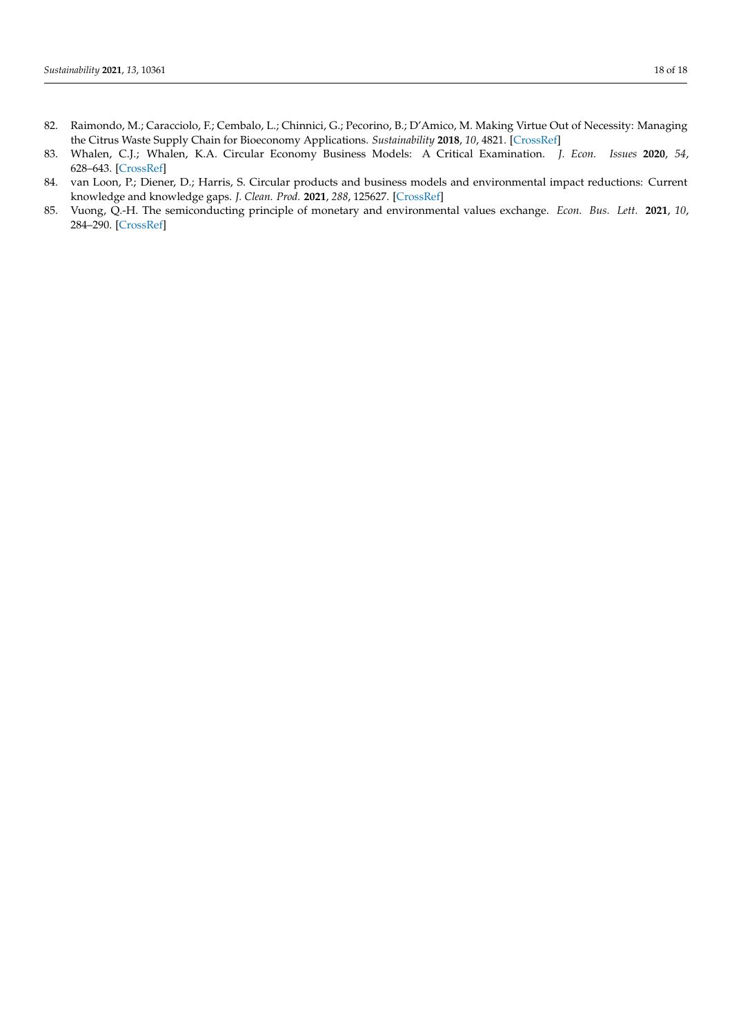82. Raimondo, M.; Caracciolo, F.; Cembalo, L.; Chinnici, G.; Pecorino, B.; D'Amico, M. Making Virtue Out of Necessity: Managing the Citrus Waste Supply Chain for Bioeconomy Applications. *Sustainability* **2018**, *10*, 4821. [CrossRef]
83. Whalen, C.J.; Whalen, K.A. Circular Economy Business Models: A Critical Examination. *J. Econ. Issues* **2020**, *54*, 628–643. [CrossRef]
84. van Loon, P.; Diener, D.; Harris, S. Circular products and business models and environmental impact reductions: Current knowledge and knowledge gaps. *J. Clean. Prod.* **2021**, *288*, 125627. [CrossRef]
85. Vuong, Q.-H. The semiconducting principle of monetary and environmental values exchange. *Econ. Bus. Lett.* **2021**, *10*, 284–290. [CrossRef]